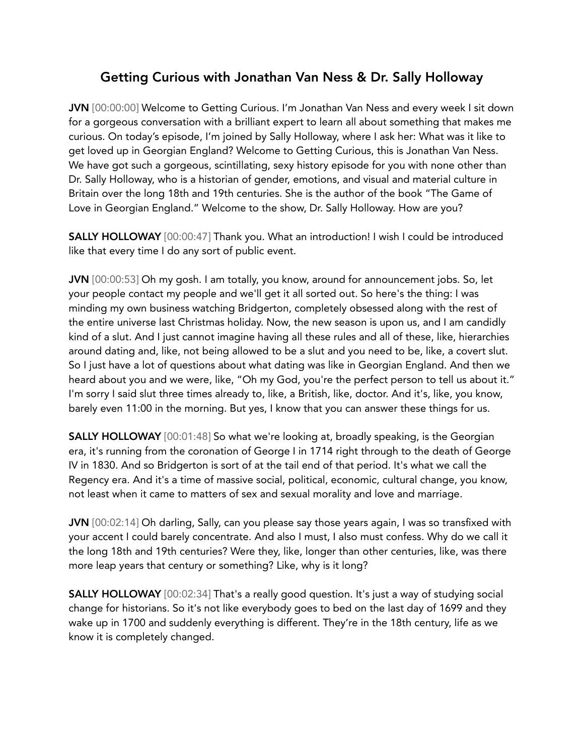# Getting Curious with Jonathan Van Ness & Dr. Sally Holloway

**JVN** [00:00:00] Welcome to Getting Curious. I'm Jonathan Van Ness and every week I sit down for a gorgeous conversation with a brilliant expert to learn all about something that makes me curious. On today's episode, I'm joined by Sally Holloway, where I ask her: What was it like to get loved up in Georgian England? Welcome to Getting Curious, this is Jonathan Van Ness. We have got such a gorgeous, scintillating, sexy history episode for you with none other than Dr. Sally Holloway, who is a historian of gender, emotions, and visual and material culture in Britain over the long 18th and 19th centuries. She is the author of the book "The Game of Love in Georgian England." Welcome to the show, Dr. Sally Holloway. How are you?

**SALLY HOLLOWAY** [00:00:47] Thank you. What an introduction! I wish I could be introduced like that every time I do any sort of public event.

**JVN** [00:00:53] Oh my gosh. I am totally, you know, around for announcement jobs. So, let your people contact my people and we'll get it all sorted out. So here's the thing: I was minding my own business watching Bridgerton, completely obsessed along with the rest of the entire universe last Christmas holiday. Now, the new season is upon us, and I am candidly kind of a slut. And I just cannot imagine having all these rules and all of these, like, hierarchies around dating and, like, not being allowed to be a slut and you need to be, like, a covert slut. So I just have a lot of questions about what dating was like in Georgian England. And then we heard about you and we were, like, "Oh my God, you're the perfect person to tell us about it." I'm sorry I said slut three times already to, like, a British, like, doctor. And it's, like, you know, barely even 11:00 in the morning. But yes, I know that you can answer these things for us.

**SALLY HOLLOWAY** [00:01:48] So what we're looking at, broadly speaking, is the Georgian era, it's running from the coronation of George I in 1714 right through to the death of George IV in 1830. And so Bridgerton is sort of at the tail end of that period. It's what we call the Regency era. And it's a time of massive social, political, economic, cultural change, you know, not least when it came to matters of sex and sexual morality and love and marriage.

**JVN** [00:02:14] Oh darling, Sally, can you please say those years again, I was so transfixed with your accent I could barely concentrate. And also I must, I also must confess. Why do we call it the long 18th and 19th centuries? Were they, like, longer than other centuries, like, was there more leap years that century or something? Like, why is it long?

**SALLY HOLLOWAY** [00:02:34] That's a really good question. It's just a way of studying social change for historians. So it's not like everybody goes to bed on the last day of 1699 and they wake up in 1700 and suddenly everything is different. They're in the 18th century, life as we know it is completely changed.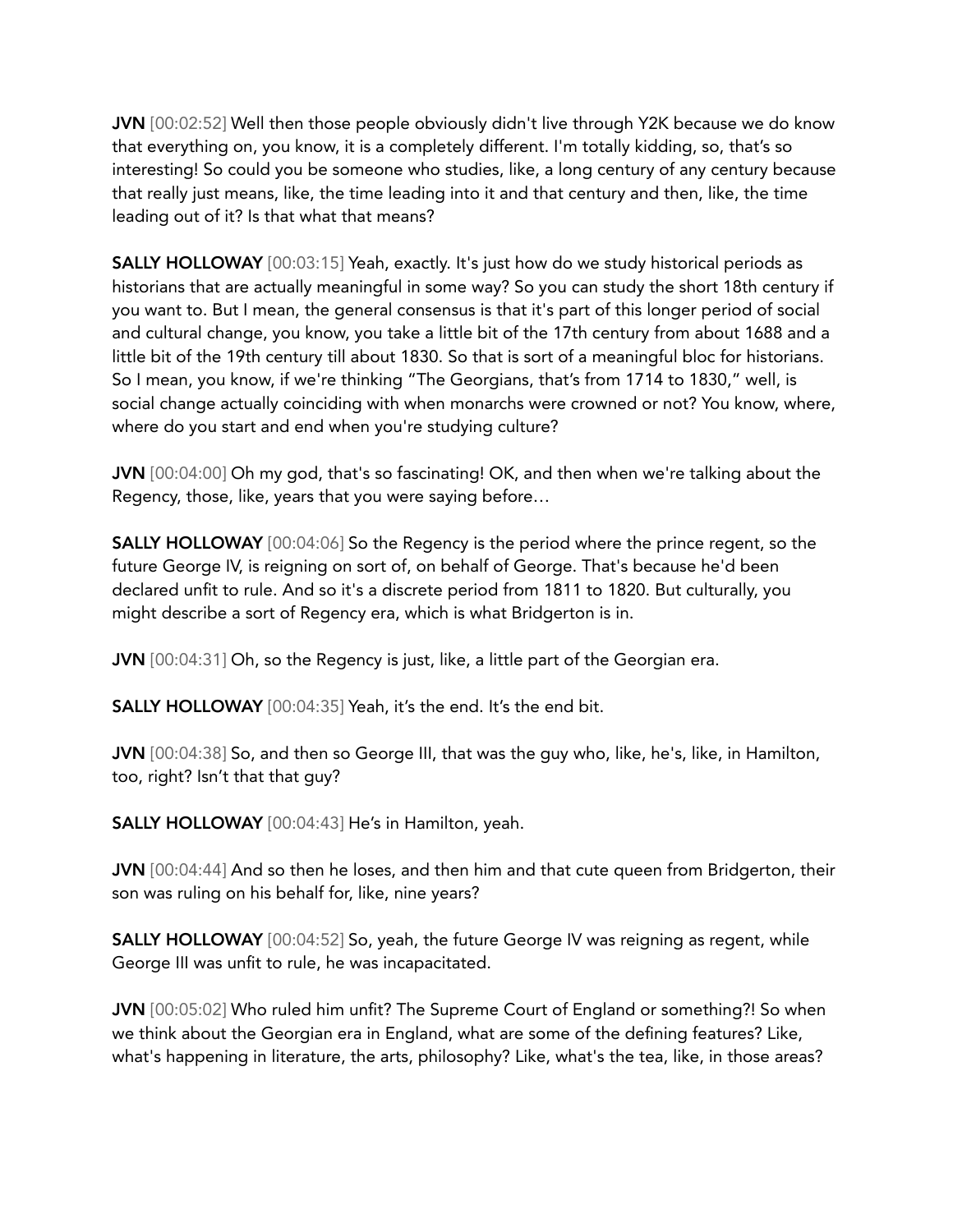**JVN** [00:02:52] Well then those people obviously didn't live through Y2K because we do know that everything on, you know, it is a completely different. I'm totally kidding, so, that's so interesting! So could you be someone who studies, like, a long century of any century because that really just means, like, the time leading into it and that century and then, like, the time leading out of it? Is that what that means?

**SALLY HOLLOWAY** [00:03:15] Yeah, exactly. It's just how do we study historical periods as historians that are actually meaningful in some way? So you can study the short 18th century if you want to. But I mean, the general consensus is that it's part of this longer period of social and cultural change, you know, you take a little bit of the 17th century from about 1688 and a little bit of the 19th century till about 1830. So that is sort of a meaningful bloc for historians. So I mean, you know, if we're thinking "The Georgians, that's from 1714 to 1830," well, is social change actually coinciding with when monarchs were crowned or not? You know, where, where do you start and end when you're studying culture?

**JVN** [00:04:00] Oh my god, that's so fascinating! OK, and then when we're talking about the Regency, those, like, years that you were saying before…

**SALLY HOLLOWAY** [00:04:06] So the Regency is the period where the prince regent, so the future George IV, is reigning on sort of, on behalf of George. That's because he'd been declared unfit to rule. And so it's a discrete period from 1811 to 1820. But culturally, you might describe a sort of Regency era, which is what Bridgerton is in.

**JVN** [00:04:31] Oh, so the Regency is just, like, a little part of the Georgian era.

**SALLY HOLLOWAY** [00:04:35] Yeah, it's the end. It's the end bit.

**JVN** [00:04:38] So, and then so George III, that was the guy who, like, he's, like, in Hamilton, too, right? Isn't that that guy?

**SALLY HOLLOWAY** [00:04:43] He's in Hamilton, yeah.

**JVN** [00:04:44] And so then he loses, and then him and that cute queen from Bridgerton, their son was ruling on his behalf for, like, nine years?

**SALLY HOLLOWAY** [00:04:52] So, yeah, the future George IV was reigning as regent, while George III was unfit to rule, he was incapacitated.

**JVN** [00:05:02] Who ruled him unfit? The Supreme Court of England or something?! So when we think about the Georgian era in England, what are some of the defining features? Like, what's happening in literature, the arts, philosophy? Like, what's the tea, like, in those areas?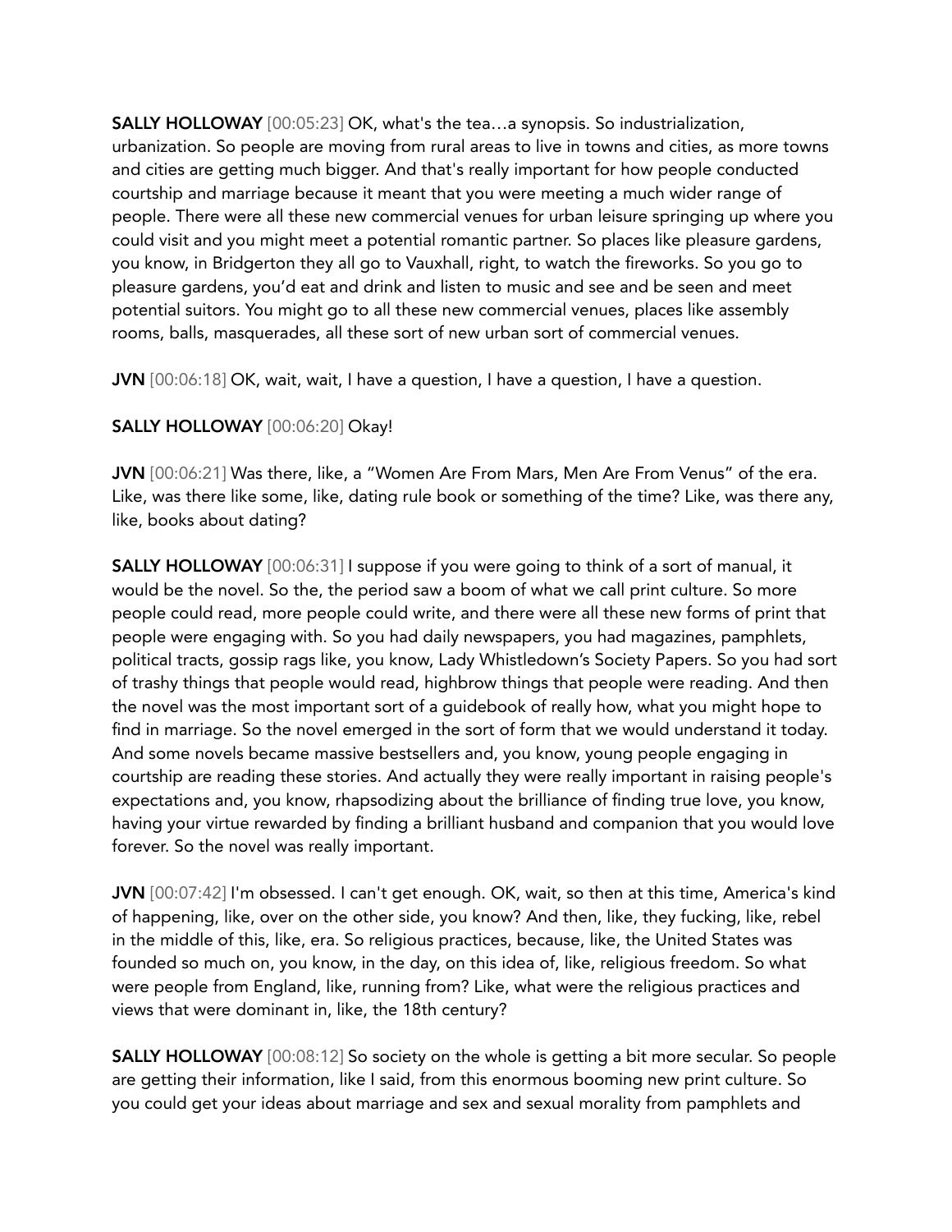**SALLY HOLLOWAY** [00:05:23] OK, what's the tea…a synopsis. So industrialization, urbanization. So people are moving from rural areas to live in towns and cities, as more towns and cities are getting much bigger. And that's really important for how people conducted courtship and marriage because it meant that you were meeting a much wider range of people. There were all these new commercial venues for urban leisure springing up where you could visit and you might meet a potential romantic partner. So places like pleasure gardens, you know, in Bridgerton they all go to Vauxhall, right, to watch the fireworks. So you go to pleasure gardens, you'd eat and drink and listen to music and see and be seen and meet potential suitors. You might go to all these new commercial venues, places like assembly rooms, balls, masquerades, all these sort of new urban sort of commercial venues.

**JVN** [00:06:18] OK, wait, wait, I have a question, I have a question, I have a question.

**SALLY HOLLOWAY** [00:06:20] Okay!

**JVN** [00:06:21] Was there, like, a "Women Are From Mars, Men Are From Venus" of the era. Like, was there like some, like, dating rule book or something of the time? Like, was there any, like, books about dating?

**SALLY HOLLOWAY** [00:06:31] I suppose if you were going to think of a sort of manual, it would be the novel. So the, the period saw a boom of what we call print culture. So more people could read, more people could write, and there were all these new forms of print that people were engaging with. So you had daily newspapers, you had magazines, pamphlets, political tracts, gossip rags like, you know, Lady Whistledown's Society Papers. So you had sort of trashy things that people would read, highbrow things that people were reading. And then the novel was the most important sort of a guidebook of really how, what you might hope to find in marriage. So the novel emerged in the sort of form that we would understand it today. And some novels became massive bestsellers and, you know, young people engaging in courtship are reading these stories. And actually they were really important in raising people's expectations and, you know, rhapsodizing about the brilliance of finding true love, you know, having your virtue rewarded by finding a brilliant husband and companion that you would love forever. So the novel was really important.

**JVN** [00:07:42] I'm obsessed. I can't get enough. OK, wait, so then at this time, America's kind of happening, like, over on the other side, you know? And then, like, they fucking, like, rebel in the middle of this, like, era. So religious practices, because, like, the United States was founded so much on, you know, in the day, on this idea of, like, religious freedom. So what were people from England, like, running from? Like, what were the religious practices and views that were dominant in, like, the 18th century?

**SALLY HOLLOWAY** [00:08:12] So society on the whole is getting a bit more secular. So people are getting their information, like I said, from this enormous booming new print culture. So you could get your ideas about marriage and sex and sexual morality from pamphlets and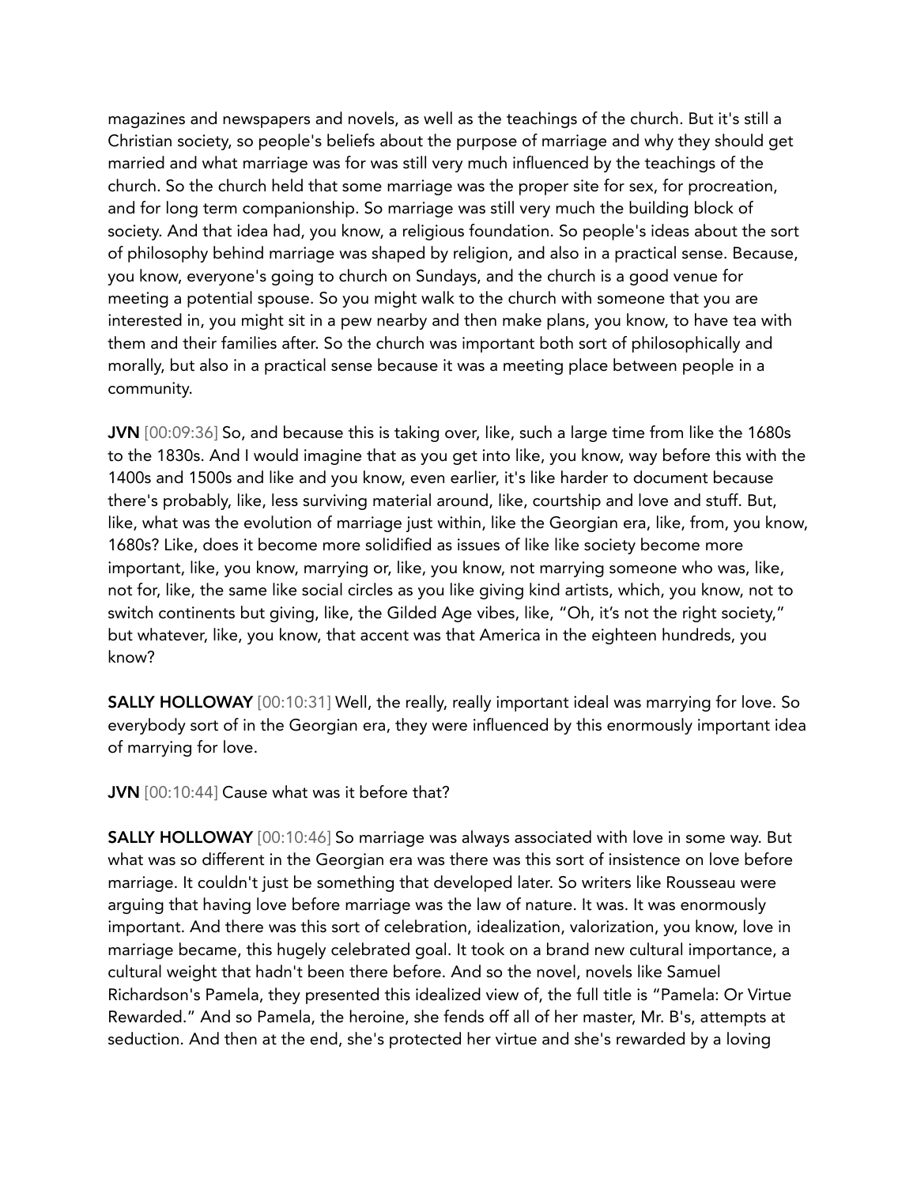magazines and newspapers and novels, as well as the teachings of the church. But it's still a Christian society, so people's beliefs about the purpose of marriage and why they should get married and what marriage was for was still very much influenced by the teachings of the church. So the church held that some marriage was the proper site for sex, for procreation, and for long term companionship. So marriage was still very much the building block of society. And that idea had, you know, a religious foundation. So people's ideas about the sort of philosophy behind marriage was shaped by religion, and also in a practical sense. Because, you know, everyone's going to church on Sundays, and the church is a good venue for meeting a potential spouse. So you might walk to the church with someone that you are interested in, you might sit in a pew nearby and then make plans, you know, to have tea with them and their families after. So the church was important both sort of philosophically and morally, but also in a practical sense because it was a meeting place between people in a community.

**JVN** [00:09:36] So, and because this is taking over, like, such a large time from like the 1680s to the 1830s. And I would imagine that as you get into like, you know, way before this with the 1400s and 1500s and like and you know, even earlier, it's like harder to document because there's probably, like, less surviving material around, like, courtship and love and stuff. But, like, what was the evolution of marriage just within, like the Georgian era, like, from, you know, 1680s? Like, does it become more solidified as issues of like like society become more important, like, you know, marrying or, like, you know, not marrying someone who was, like, not for, like, the same like social circles as you like giving kind artists, which, you know, not to switch continents but giving, like, the Gilded Age vibes, like, "Oh, it's not the right society," but whatever, like, you know, that accent was that America in the eighteen hundreds, you know?

**SALLY HOLLOWAY** [00:10:31] Well, the really, really important ideal was marrying for love. So everybody sort of in the Georgian era, they were influenced by this enormously important idea of marrying for love.

**JVN** [00:10:44] Cause what was it before that?

**SALLY HOLLOWAY** [00:10:46] So marriage was always associated with love in some way. But what was so different in the Georgian era was there was this sort of insistence on love before marriage. It couldn't just be something that developed later. So writers like Rousseau were arguing that having love before marriage was the law of nature. It was. It was enormously important. And there was this sort of celebration, idealization, valorization, you know, love in marriage became, this hugely celebrated goal. It took on a brand new cultural importance, a cultural weight that hadn't been there before. And so the novel, novels like Samuel Richardson's Pamela, they presented this idealized view of, the full title is "Pamela: Or Virtue Rewarded." And so Pamela, the heroine, she fends off all of her master, Mr. B's, attempts at seduction. And then at the end, she's protected her virtue and she's rewarded by a loving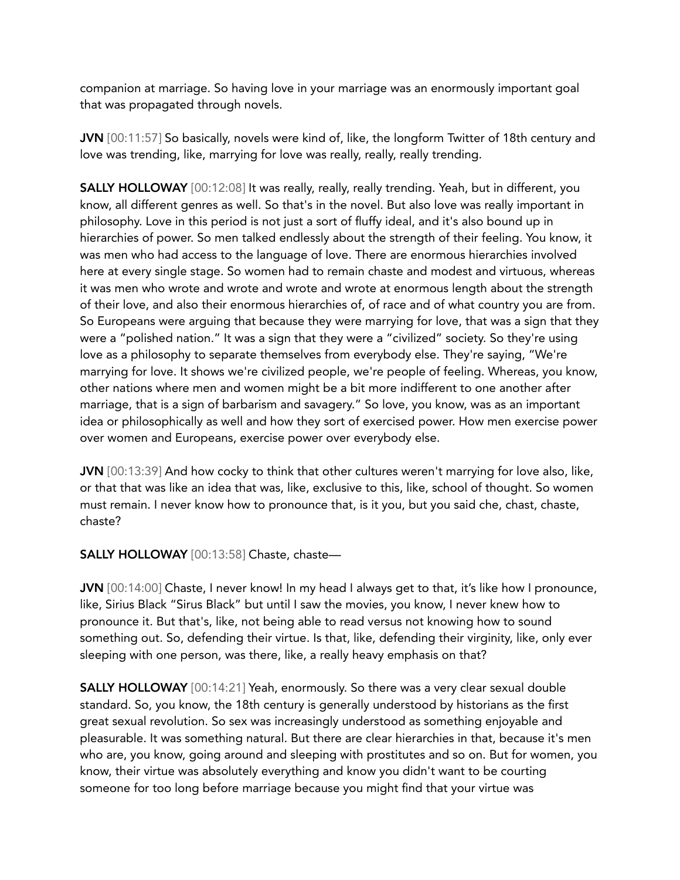companion at marriage. So having love in your marriage was an enormously important goal that was propagated through novels.

**JVN** [00:11:57] So basically, novels were kind of, like, the longform Twitter of 18th century and love was trending, like, marrying for love was really, really, really trending.

**SALLY HOLLOWAY** [00:12:08] It was really, really, really trending. Yeah, but in different, you know, all different genres as well. So that's in the novel. But also love was really important in philosophy. Love in this period is not just a sort of fluffy ideal, and it's also bound up in hierarchies of power. So men talked endlessly about the strength of their feeling. You know, it was men who had access to the language of love. There are enormous hierarchies involved here at every single stage. So women had to remain chaste and modest and virtuous, whereas it was men who wrote and wrote and wrote and wrote at enormous length about the strength of their love, and also their enormous hierarchies of, of race and of what country you are from. So Europeans were arguing that because they were marrying for love, that was a sign that they were a "polished nation." It was a sign that they were a "civilized" society. So they're using love as a philosophy to separate themselves from everybody else. They're saying, "We're marrying for love. It shows we're civilized people, we're people of feeling. Whereas, you know, other nations where men and women might be a bit more indifferent to one another after marriage, that is a sign of barbarism and savagery." So love, you know, was as an important idea or philosophically as well and how they sort of exercised power. How men exercise power over women and Europeans, exercise power over everybody else.

**JVN** [00:13:39] And how cocky to think that other cultures weren't marrying for love also, like, or that that was like an idea that was, like, exclusive to this, like, school of thought. So women must remain. I never know how to pronounce that, is it you, but you said che, chast, chaste, chaste?

**SALLY HOLLOWAY** [00:13:58] Chaste, chaste—

**JVN** [00:14:00] Chaste, I never know! In my head I always get to that, it's like how I pronounce, like, Sirius Black "Sirus Black" but until I saw the movies, you know, I never knew how to pronounce it. But that's, like, not being able to read versus not knowing how to sound something out. So, defending their virtue. Is that, like, defending their virginity, like, only ever sleeping with one person, was there, like, a really heavy emphasis on that?

**SALLY HOLLOWAY** [00:14:21] Yeah, enormously. So there was a very clear sexual double standard. So, you know, the 18th century is generally understood by historians as the first great sexual revolution. So sex was increasingly understood as something enjoyable and pleasurable. It was something natural. But there are clear hierarchies in that, because it's men who are, you know, going around and sleeping with prostitutes and so on. But for women, you know, their virtue was absolutely everything and know you didn't want to be courting someone for too long before marriage because you might find that your virtue was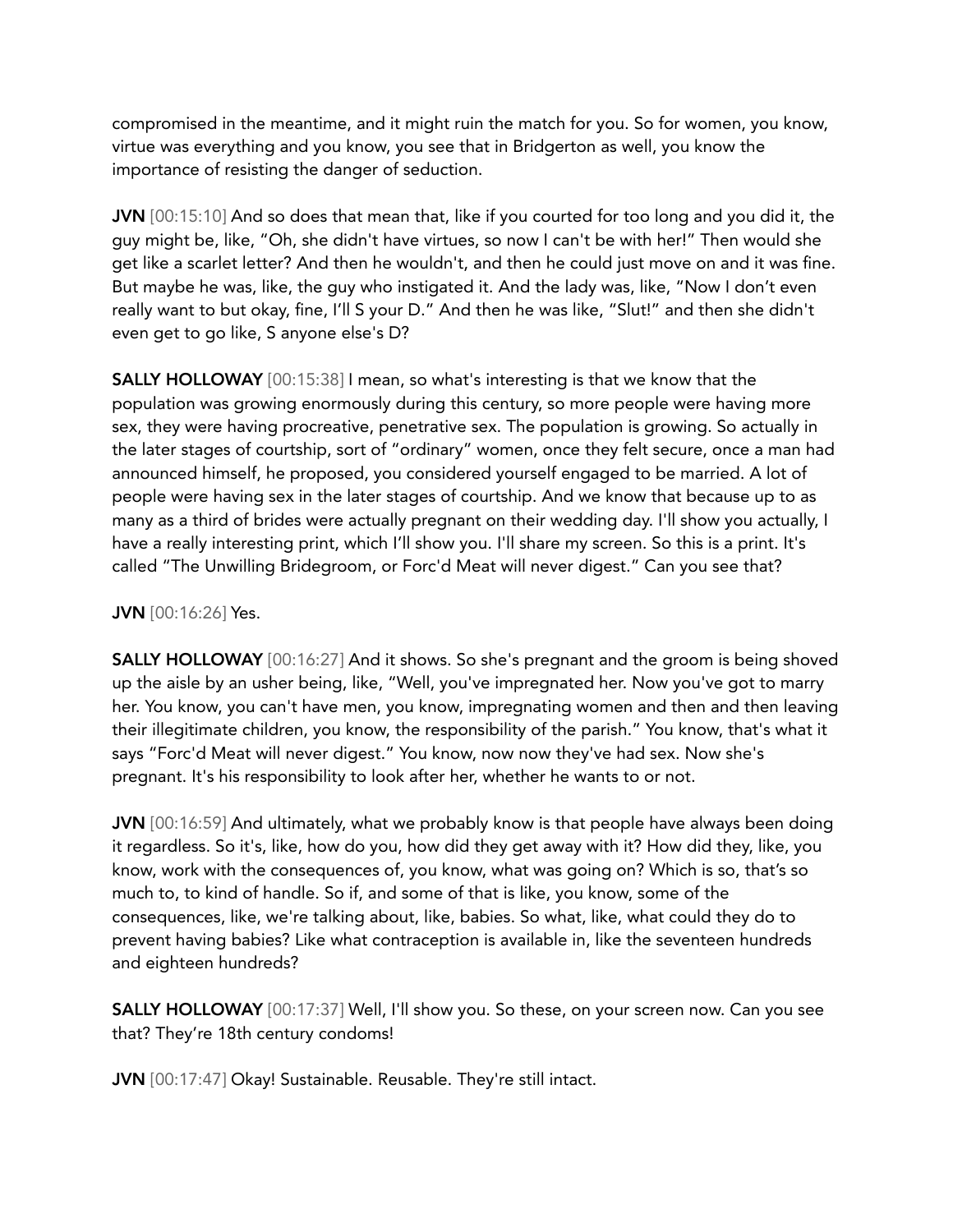compromised in the meantime, and it might ruin the match for you. So for women, you know, virtue was everything and you know, you see that in Bridgerton as well, you know the importance of resisting the danger of seduction.

**JVN** [00:15:10] And so does that mean that, like if you courted for too long and you did it, the guy might be, like, "Oh, she didn't have virtues, so now I can't be with her!" Then would she get like a scarlet letter? And then he wouldn't, and then he could just move on and it was fine. But maybe he was, like, the guy who instigated it. And the lady was, like, "Now I don't even really want to but okay, fine, I'll S your D." And then he was like, "Slut!" and then she didn't even get to go like, S anyone else's D?

**SALLY HOLLOWAY** [00:15:38] I mean, so what's interesting is that we know that the population was growing enormously during this century, so more people were having more sex, they were having procreative, penetrative sex. The population is growing. So actually in the later stages of courtship, sort of "ordinary" women, once they felt secure, once a man had announced himself, he proposed, you considered yourself engaged to be married. A lot of people were having sex in the later stages of courtship. And we know that because up to as many as a third of brides were actually pregnant on their wedding day. I'll show you actually, I have a really interesting print, which I'll show you. I'll share my screen. So this is a print. It's called "The Unwilling Bridegroom, or Forc'd Meat will never digest." Can you see that?

**JVN** [00:16:26] Yes.

**SALLY HOLLOWAY** [00:16:27] And it shows. So she's pregnant and the groom is being shoved up the aisle by an usher being, like, "Well, you've impregnated her. Now you've got to marry her. You know, you can't have men, you know, impregnating women and then and then leaving their illegitimate children, you know, the responsibility of the parish." You know, that's what it says "Forc'd Meat will never digest." You know, now now they've had sex. Now she's pregnant. It's his responsibility to look after her, whether he wants to or not.

**JVN** [00:16:59] And ultimately, what we probably know is that people have always been doing it regardless. So it's, like, how do you, how did they get away with it? How did they, like, you know, work with the consequences of, you know, what was going on? Which is so, that's so much to, to kind of handle. So if, and some of that is like, you know, some of the consequences, like, we're talking about, like, babies. So what, like, what could they do to prevent having babies? Like what contraception is available in, like the seventeen hundreds and eighteen hundreds?

**SALLY HOLLOWAY** [00:17:37] Well, I'll show you. So these, on your screen now. Can you see that? They're 18th century condoms!

**JVN** [00:17:47] Okay! Sustainable. Reusable. They're still intact.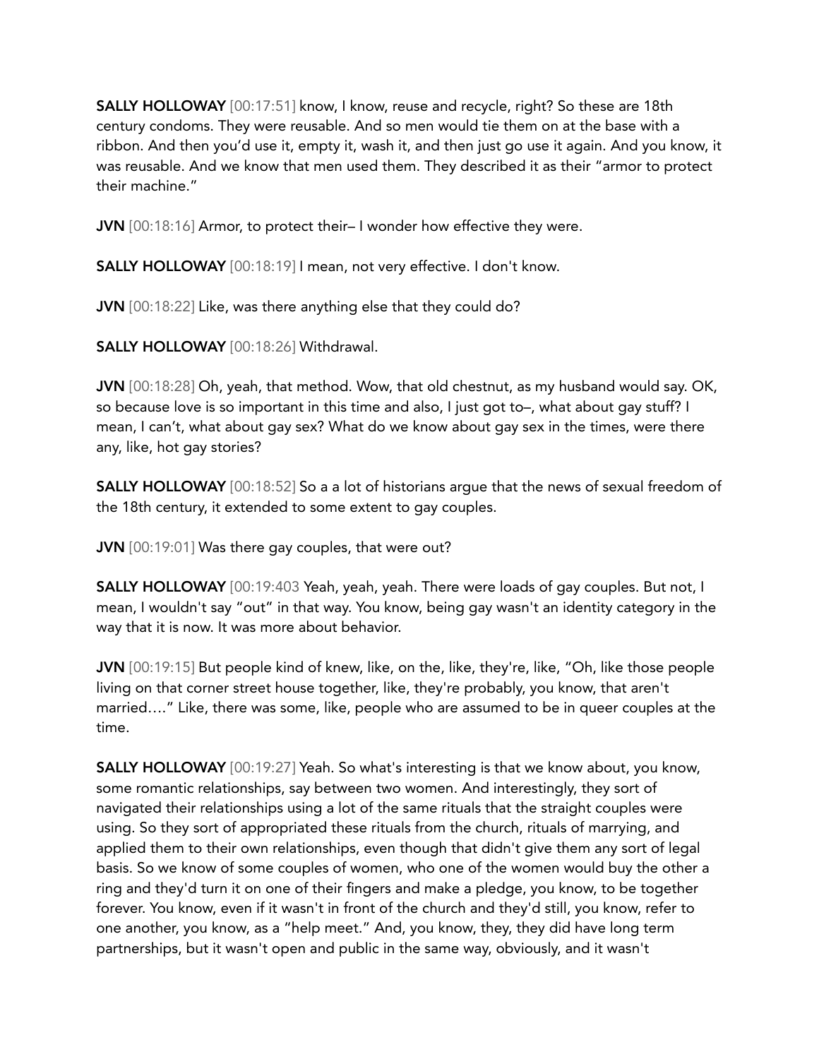**SALLY HOLLOWAY** [00:17:51] know, I know, reuse and recycle, right? So these are 18th century condoms. They were reusable. And so men would tie them on at the base with a ribbon. And then you'd use it, empty it, wash it, and then just go use it again. And you know, it was reusable. And we know that men used them. They described it as their "armor to protect their machine."

**JVN** [00:18:16] Armor, to protect their– I wonder how effective they were.

**SALLY HOLLOWAY** [00:18:19] I mean, not very effective. I don't know.

**JVN** [00:18:22] Like, was there anything else that they could do?

**SALLY HOLLOWAY** [00:18:26] Withdrawal.

**JVN** [00:18:28] Oh, yeah, that method. Wow, that old chestnut, as my husband would say. OK, so because love is so important in this time and also, I just got to–, what about gay stuff? I mean, I can't, what about gay sex? What do we know about gay sex in the times, were there any, like, hot gay stories?

**SALLY HOLLOWAY** [00:18:52] So a a lot of historians argue that the news of sexual freedom of the 18th century, it extended to some extent to gay couples.

**JVN** [00:19:01] Was there gay couples, that were out?

**SALLY HOLLOWAY** [00:19:403 Yeah, yeah, yeah. There were loads of gay couples. But not, I mean, I wouldn't say "out" in that way. You know, being gay wasn't an identity category in the way that it is now. It was more about behavior.

**JVN** [00:19:15] But people kind of knew, like, on the, like, they're, like, "Oh, like those people living on that corner street house together, like, they're probably, you know, that aren't married…." Like, there was some, like, people who are assumed to be in queer couples at the time.

**SALLY HOLLOWAY** [00:19:27] Yeah. So what's interesting is that we know about, you know, some romantic relationships, say between two women. And interestingly, they sort of navigated their relationships using a lot of the same rituals that the straight couples were using. So they sort of appropriated these rituals from the church, rituals of marrying, and applied them to their own relationships, even though that didn't give them any sort of legal basis. So we know of some couples of women, who one of the women would buy the other a ring and they'd turn it on one of their fingers and make a pledge, you know, to be together forever. You know, even if it wasn't in front of the church and they'd still, you know, refer to one another, you know, as a "help meet." And, you know, they, they did have long term partnerships, but it wasn't open and public in the same way, obviously, and it wasn't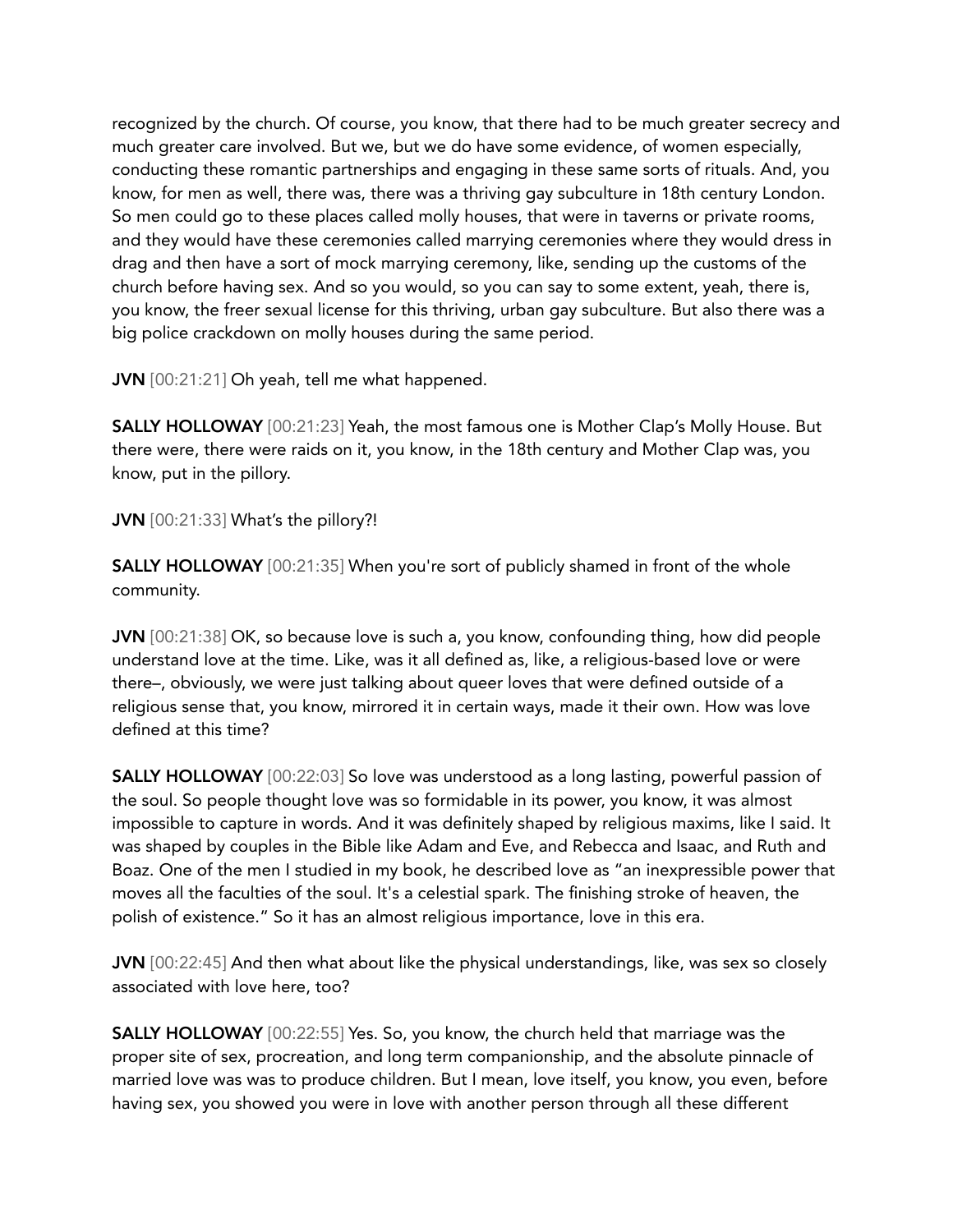recognized by the church. Of course, you know, that there had to be much greater secrecy and much greater care involved. But we, but we do have some evidence, of women especially, conducting these romantic partnerships and engaging in these same sorts of rituals. And, you know, for men as well, there was, there was a thriving gay subculture in 18th century London. So men could go to these places called molly houses, that were in taverns or private rooms, and they would have these ceremonies called marrying ceremonies where they would dress in drag and then have a sort of mock marrying ceremony, like, sending up the customs of the church before having sex. And so you would, so you can say to some extent, yeah, there is, you know, the freer sexual license for this thriving, urban gay subculture. But also there was a big police crackdown on molly houses during the same period.

**JVN** [00:21:21] Oh yeah, tell me what happened.

**SALLY HOLLOWAY** [00:21:23] Yeah, the most famous one is Mother Clap's Molly House. But there were, there were raids on it, you know, in the 18th century and Mother Clap was, you know, put in the pillory.

**JVN** [00:21:33] What's the pillory?!

**SALLY HOLLOWAY** [00:21:35] When you're sort of publicly shamed in front of the whole community.

**JVN** [00:21:38] OK, so because love is such a, you know, confounding thing, how did people understand love at the time. Like, was it all defined as, like, a religious-based love or were there–, obviously, we were just talking about queer loves that were defined outside of a religious sense that, you know, mirrored it in certain ways, made it their own. How was love defined at this time?

**SALLY HOLLOWAY** [00:22:03] So love was understood as a long lasting, powerful passion of the soul. So people thought love was so formidable in its power, you know, it was almost impossible to capture in words. And it was definitely shaped by religious maxims, like I said. It was shaped by couples in the Bible like Adam and Eve, and Rebecca and Isaac, and Ruth and Boaz. One of the men I studied in my book, he described love as "an inexpressible power that moves all the faculties of the soul. It's a celestial spark. The finishing stroke of heaven, the polish of existence." So it has an almost religious importance, love in this era.

**JVN** [00:22:45] And then what about like the physical understandings, like, was sex so closely associated with love here, too?

**SALLY HOLLOWAY** [00:22:55] Yes. So, you know, the church held that marriage was the proper site of sex, procreation, and long term companionship, and the absolute pinnacle of married love was was to produce children. But I mean, love itself, you know, you even, before having sex, you showed you were in love with another person through all these different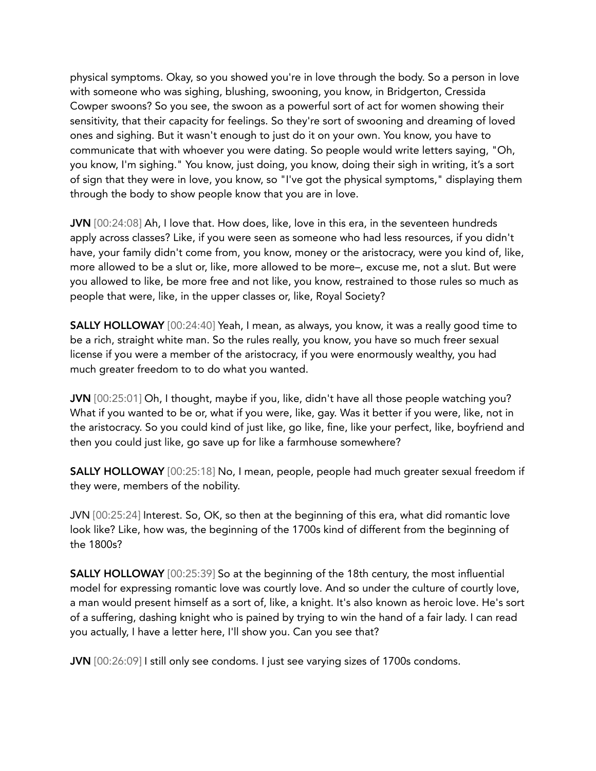physical symptoms. Okay, so you showed you're in love through the body. So a person in love with someone who was sighing, blushing, swooning, you know, in Bridgerton, Cressida Cowper swoons? So you see, the swoon as a powerful sort of act for women showing their sensitivity, that their capacity for feelings. So they're sort of swooning and dreaming of loved ones and sighing. But it wasn't enough to just do it on your own. You know, you have to communicate that with whoever you were dating. So people would write letters saying, "Oh, you know, I'm sighing." You know, just doing, you know, doing their sigh in writing, it's a sort of sign that they were in love, you know, so "I've got the physical symptoms," displaying them through the body to show people know that you are in love.

**JVN** [00:24:08] Ah, I love that. How does, like, love in this era, in the seventeen hundreds apply across classes? Like, if you were seen as someone who had less resources, if you didn't have, your family didn't come from, you know, money or the aristocracy, were you kind of, like, more allowed to be a slut or, like, more allowed to be more–, excuse me, not a slut. But were you allowed to like, be more free and not like, you know, restrained to those rules so much as people that were, like, in the upper classes or, like, Royal Society?

**SALLY HOLLOWAY** [00:24:40] Yeah, I mean, as always, you know, it was a really good time to be a rich, straight white man. So the rules really, you know, you have so much freer sexual license if you were a member of the aristocracy, if you were enormously wealthy, you had much greater freedom to to do what you wanted.

**JVN** [00:25:01] Oh, I thought, maybe if you, like, didn't have all those people watching you? What if you wanted to be or, what if you were, like, gay. Was it better if you were, like, not in the aristocracy. So you could kind of just like, go like, fine, like your perfect, like, boyfriend and then you could just like, go save up for like a farmhouse somewhere?

**SALLY HOLLOWAY** [00:25:18] No, I mean, people, people had much greater sexual freedom if they were, members of the nobility.

JVN [00:25:24] Interest. So, OK, so then at the beginning of this era, what did romantic love look like? Like, how was, the beginning of the 1700s kind of different from the beginning of the 1800s?

**SALLY HOLLOWAY** [00:25:39] So at the beginning of the 18th century, the most influential model for expressing romantic love was courtly love. And so under the culture of courtly love, a man would present himself as a sort of, like, a knight. It's also known as heroic love. He's sort of a suffering, dashing knight who is pained by trying to win the hand of a fair lady. I can read you actually, I have a letter here, I'll show you. Can you see that?

**JVN** [00:26:09] I still only see condoms. I just see varying sizes of 1700s condoms.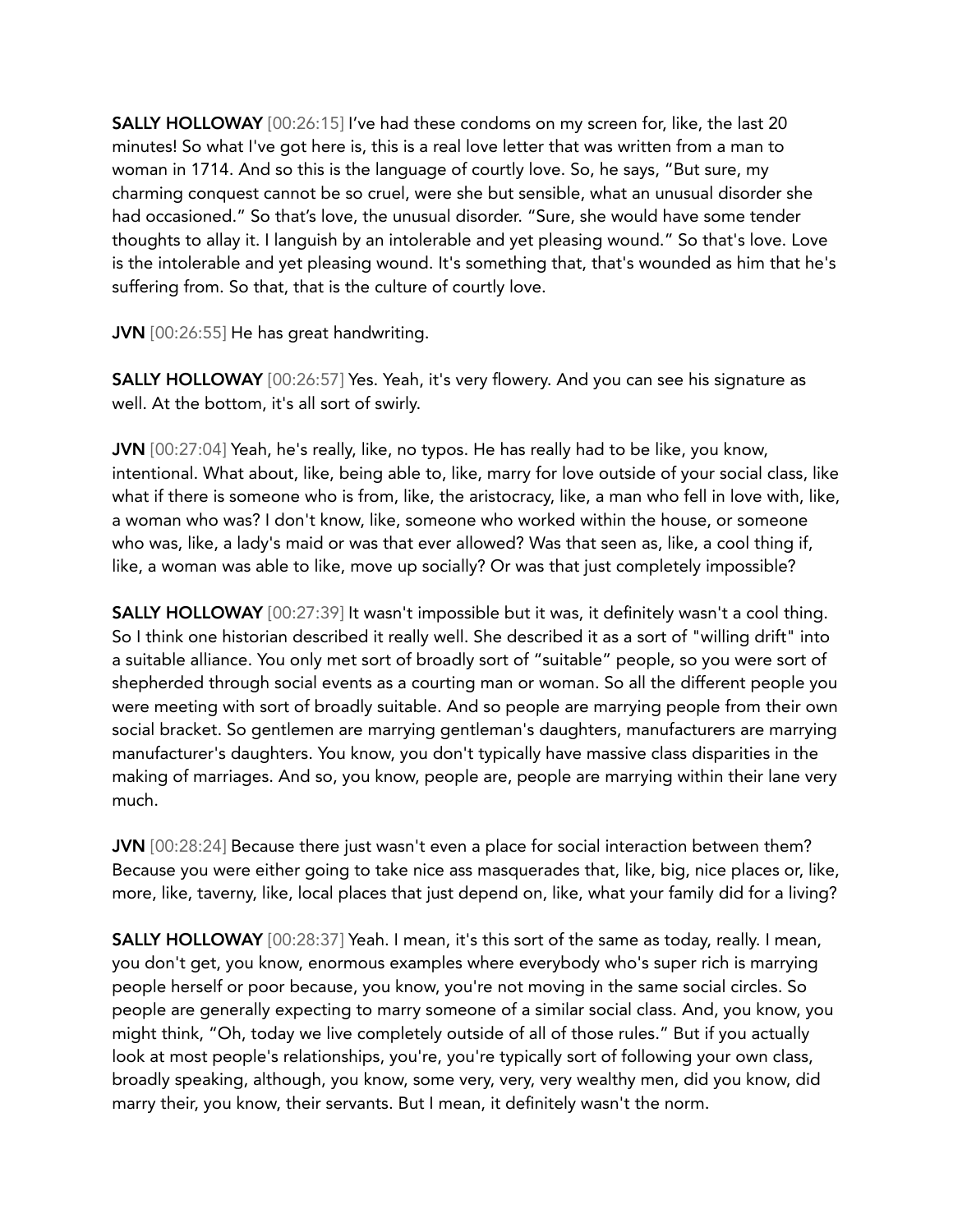**SALLY HOLLOWAY** [00:26:15] I've had these condoms on my screen for, like, the last 20 minutes! So what I've got here is, this is a real love letter that was written from a man to woman in 1714. And so this is the language of courtly love. So, he says, "But sure, my charming conquest cannot be so cruel, were she but sensible, what an unusual disorder she had occasioned." So that's love, the unusual disorder. "Sure, she would have some tender thoughts to allay it. I languish by an intolerable and yet pleasing wound." So that's love. Love is the intolerable and yet pleasing wound. It's something that, that's wounded as him that he's suffering from. So that, that is the culture of courtly love.

**JVN** [00:26:55] He has great handwriting.

**SALLY HOLLOWAY** [00:26:57] Yes. Yeah, it's very flowery. And you can see his signature as well. At the bottom, it's all sort of swirly.

**JVN** [00:27:04] Yeah, he's really, like, no typos. He has really had to be like, you know, intentional. What about, like, being able to, like, marry for love outside of your social class, like what if there is someone who is from, like, the aristocracy, like, a man who fell in love with, like, a woman who was? I don't know, like, someone who worked within the house, or someone who was, like, a lady's maid or was that ever allowed? Was that seen as, like, a cool thing if, like, a woman was able to like, move up socially? Or was that just completely impossible?

**SALLY HOLLOWAY** [00:27:39] It wasn't impossible but it was, it definitely wasn't a cool thing. So I think one historian described it really well. She described it as a sort of "willing drift" into a suitable alliance. You only met sort of broadly sort of "suitable" people, so you were sort of shepherded through social events as a courting man or woman. So all the different people you were meeting with sort of broadly suitable. And so people are marrying people from their own social bracket. So gentlemen are marrying gentleman's daughters, manufacturers are marrying manufacturer's daughters. You know, you don't typically have massive class disparities in the making of marriages. And so, you know, people are, people are marrying within their lane very much.

**JVN** [00:28:24] Because there just wasn't even a place for social interaction between them? Because you were either going to take nice ass masquerades that, like, big, nice places or, like, more, like, taverny, like, local places that just depend on, like, what your family did for a living?

**SALLY HOLLOWAY** [00:28:37] Yeah. I mean, it's this sort of the same as today, really. I mean, you don't get, you know, enormous examples where everybody who's super rich is marrying people herself or poor because, you know, you're not moving in the same social circles. So people are generally expecting to marry someone of a similar social class. And, you know, you might think, "Oh, today we live completely outside of all of those rules." But if you actually look at most people's relationships, you're, you're typically sort of following your own class, broadly speaking, although, you know, some very, very, very wealthy men, did you know, did marry their, you know, their servants. But I mean, it definitely wasn't the norm.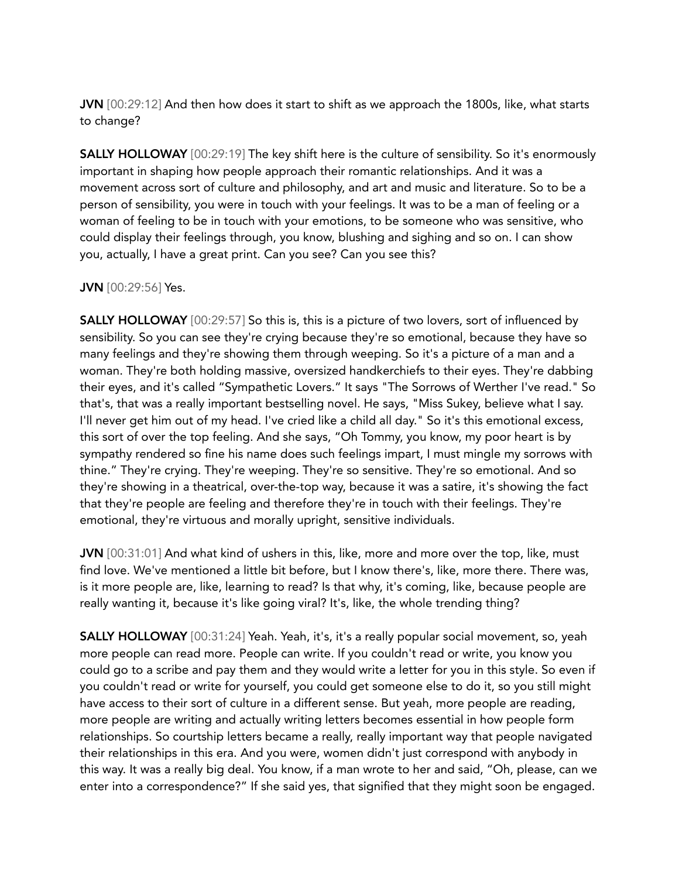**JVN** [00:29:12] And then how does it start to shift as we approach the 1800s, like, what starts to change?

**SALLY HOLLOWAY** [00:29:19] The key shift here is the culture of sensibility. So it's enormously important in shaping how people approach their romantic relationships. And it was a movement across sort of culture and philosophy, and art and music and literature. So to be a person of sensibility, you were in touch with your feelings. It was to be a man of feeling or a woman of feeling to be in touch with your emotions, to be someone who was sensitive, who could display their feelings through, you know, blushing and sighing and so on. I can show you, actually, I have a great print. Can you see? Can you see this?

**JVN** [00:29:56] Yes.

**SALLY HOLLOWAY** [00:29:57] So this is, this is a picture of two lovers, sort of influenced by sensibility. So you can see they're crying because they're so emotional, because they have so many feelings and they're showing them through weeping. So it's a picture of a man and a woman. They're both holding massive, oversized handkerchiefs to their eyes. They're dabbing their eyes, and it's called "Sympathetic Lovers." It says "The Sorrows of Werther I've read." So that's, that was a really important bestselling novel. He says, "Miss Sukey, believe what I say. I'll never get him out of my head. I've cried like a child all day." So it's this emotional excess, this sort of over the top feeling. And she says, "Oh Tommy, you know, my poor heart is by sympathy rendered so fine his name does such feelings impart, I must mingle my sorrows with thine." They're crying. They're weeping. They're so sensitive. They're so emotional. And so they're showing in a theatrical, over-the-top way, because it was a satire, it's showing the fact that they're people are feeling and therefore they're in touch with their feelings. They're emotional, they're virtuous and morally upright, sensitive individuals.

**JVN** [00:31:01] And what kind of ushers in this, like, more and more over the top, like, must find love. We've mentioned a little bit before, but I know there's, like, more there. There was, is it more people are, like, learning to read? Is that why, it's coming, like, because people are really wanting it, because it's like going viral? It's, like, the whole trending thing?

**SALLY HOLLOWAY** [00:31:24] Yeah. Yeah, it's, it's a really popular social movement, so, yeah more people can read more. People can write. If you couldn't read or write, you know you could go to a scribe and pay them and they would write a letter for you in this style. So even if you couldn't read or write for yourself, you could get someone else to do it, so you still might have access to their sort of culture in a different sense. But yeah, more people are reading, more people are writing and actually writing letters becomes essential in how people form relationships. So courtship letters became a really, really important way that people navigated their relationships in this era. And you were, women didn't just correspond with anybody in this way. It was a really big deal. You know, if a man wrote to her and said, "Oh, please, can we enter into a correspondence?" If she said yes, that signified that they might soon be engaged.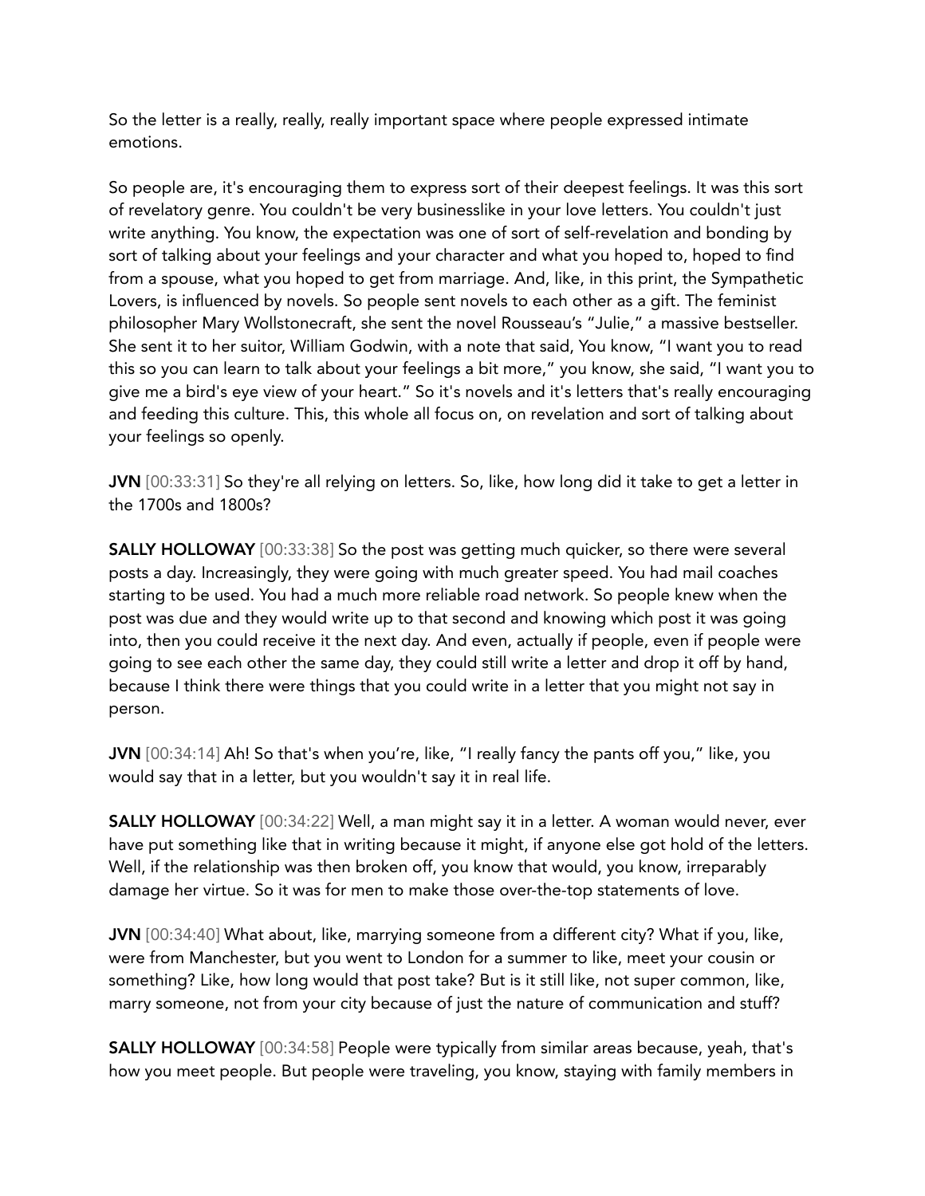So the letter is a really, really, really important space where people expressed intimate emotions.

So people are, it's encouraging them to express sort of their deepest feelings. It was this sort of revelatory genre. You couldn't be very businesslike in your love letters. You couldn't just write anything. You know, the expectation was one of sort of self-revelation and bonding by sort of talking about your feelings and your character and what you hoped to, hoped to find from a spouse, what you hoped to get from marriage. And, like, in this print, the Sympathetic Lovers, is influenced by novels. So people sent novels to each other as a gift. The feminist philosopher Mary Wollstonecraft, she sent the novel Rousseau's "Julie," a massive bestseller. She sent it to her suitor, William Godwin, with a note that said, You know, "I want you to read this so you can learn to talk about your feelings a bit more," you know, she said, "I want you to give me a bird's eye view of your heart." So it's novels and it's letters that's really encouraging and feeding this culture. This, this whole all focus on, on revelation and sort of talking about your feelings so openly.

**JVN** [00:33:31] So they're all relying on letters. So, like, how long did it take to get a letter in the 1700s and 1800s?

**SALLY HOLLOWAY** [00:33:38] So the post was getting much quicker, so there were several posts a day. Increasingly, they were going with much greater speed. You had mail coaches starting to be used. You had a much more reliable road network. So people knew when the post was due and they would write up to that second and knowing which post it was going into, then you could receive it the next day. And even, actually if people, even if people were going to see each other the same day, they could still write a letter and drop it off by hand, because I think there were things that you could write in a letter that you might not say in person.

**JVN** [00:34:14] Ah! So that's when you're, like, "I really fancy the pants off you," like, you would say that in a letter, but you wouldn't say it in real life.

**SALLY HOLLOWAY** [00:34:22] Well, a man might say it in a letter. A woman would never, ever have put something like that in writing because it might, if anyone else got hold of the letters. Well, if the relationship was then broken off, you know that would, you know, irreparably damage her virtue. So it was for men to make those over-the-top statements of love.

**JVN** [00:34:40] What about, like, marrying someone from a different city? What if you, like, were from Manchester, but you went to London for a summer to like, meet your cousin or something? Like, how long would that post take? But is it still like, not super common, like, marry someone, not from your city because of just the nature of communication and stuff?

**SALLY HOLLOWAY** [00:34:58] People were typically from similar areas because, yeah, that's how you meet people. But people were traveling, you know, staying with family members in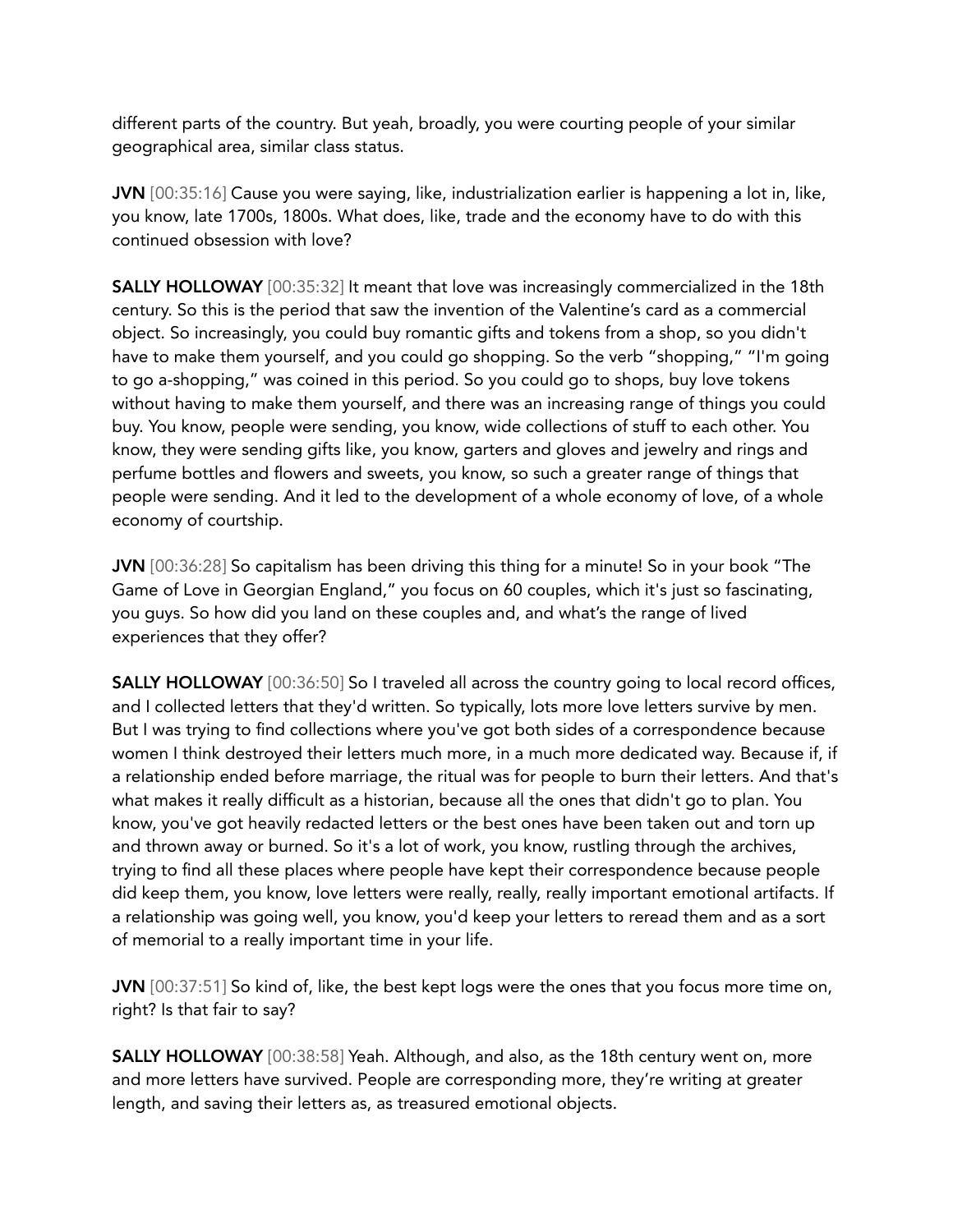different parts of the country. But yeah, broadly, you were courting people of your similar geographical area, similar class status.

**JVN** [00:35:16] Cause you were saying, like, industrialization earlier is happening a lot in, like, you know, late 1700s, 1800s. What does, like, trade and the economy have to do with this continued obsession with love?

**SALLY HOLLOWAY** [00:35:32] It meant that love was increasingly commercialized in the 18th century. So this is the period that saw the invention of the Valentine's card as a commercial object. So increasingly, you could buy romantic gifts and tokens from a shop, so you didn't have to make them yourself, and you could go shopping. So the verb "shopping," "I'm going to go a-shopping," was coined in this period. So you could go to shops, buy love tokens without having to make them yourself, and there was an increasing range of things you could buy. You know, people were sending, you know, wide collections of stuff to each other. You know, they were sending gifts like, you know, garters and gloves and jewelry and rings and perfume bottles and flowers and sweets, you know, so such a greater range of things that people were sending. And it led to the development of a whole economy of love, of a whole economy of courtship.

**JVN** [00:36:28] So capitalism has been driving this thing for a minute! So in your book "The Game of Love in Georgian England," you focus on 60 couples, which it's just so fascinating, you guys. So how did you land on these couples and, and what's the range of lived experiences that they offer?

**SALLY HOLLOWAY** [00:36:50] So I traveled all across the country going to local record offices, and I collected letters that they'd written. So typically, lots more love letters survive by men. But I was trying to find collections where you've got both sides of a correspondence because women I think destroyed their letters much more, in a much more dedicated way. Because if, if a relationship ended before marriage, the ritual was for people to burn their letters. And that's what makes it really difficult as a historian, because all the ones that didn't go to plan. You know, you've got heavily redacted letters or the best ones have been taken out and torn up and thrown away or burned. So it's a lot of work, you know, rustling through the archives, trying to find all these places where people have kept their correspondence because people did keep them, you know, love letters were really, really, really important emotional artifacts. If a relationship was going well, you know, you'd keep your letters to reread them and as a sort of memorial to a really important time in your life.

**JVN** [00:37:51] So kind of, like, the best kept logs were the ones that you focus more time on, right? Is that fair to say?

**SALLY HOLLOWAY** [00:38:58] Yeah. Although, and also, as the 18th century went on, more and more letters have survived. People are corresponding more, they're writing at greater length, and saving their letters as, as treasured emotional objects.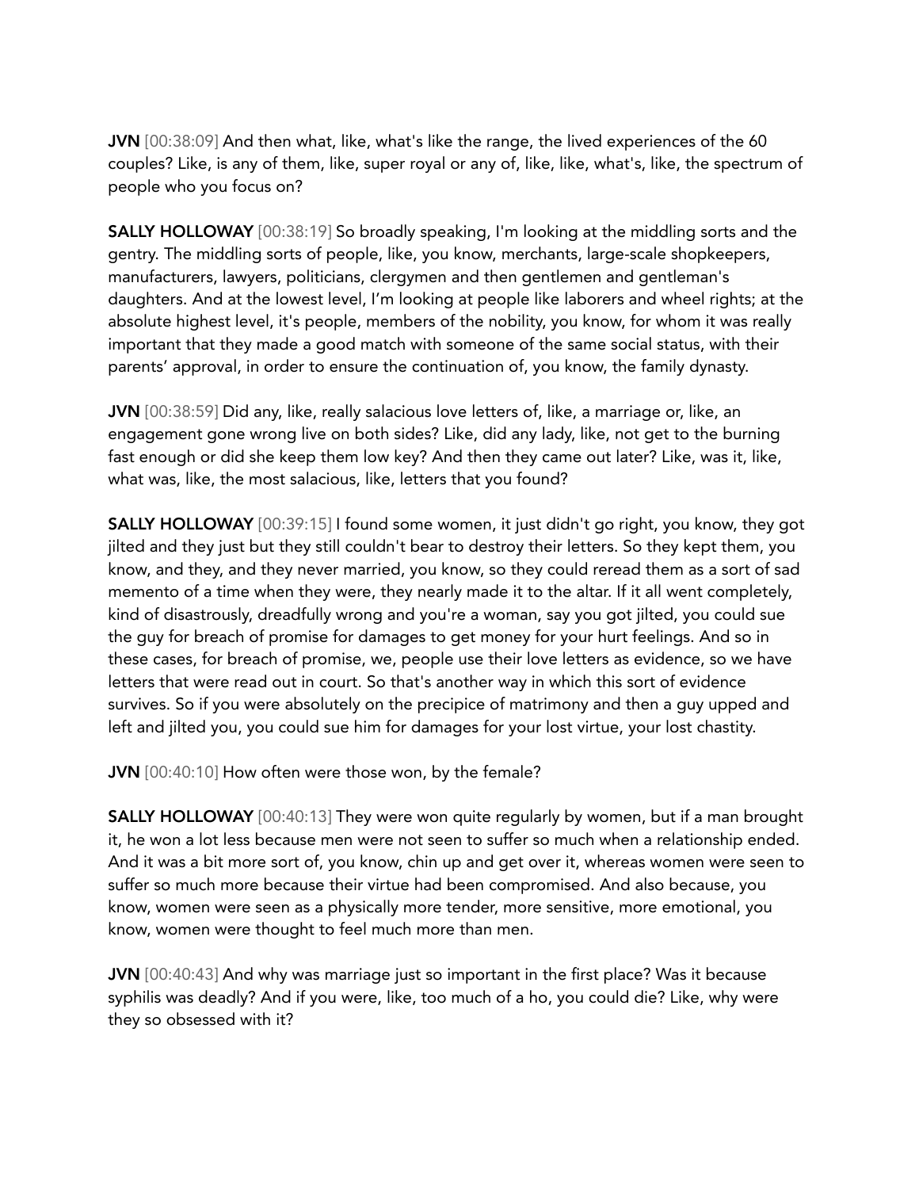**JVN** [00:38:09] And then what, like, what's like the range, the lived experiences of the 60 couples? Like, is any of them, like, super royal or any of, like, like, what's, like, the spectrum of people who you focus on?

**SALLY HOLLOWAY** [00:38:19] So broadly speaking, I'm looking at the middling sorts and the gentry. The middling sorts of people, like, you know, merchants, large-scale shopkeepers, manufacturers, lawyers, politicians, clergymen and then gentlemen and gentleman's daughters. And at the lowest level, I'm looking at people like laborers and wheel rights; at the absolute highest level, it's people, members of the nobility, you know, for whom it was really important that they made a good match with someone of the same social status, with their parents' approval, in order to ensure the continuation of, you know, the family dynasty.

**JVN** [00:38:59] Did any, like, really salacious love letters of, like, a marriage or, like, an engagement gone wrong live on both sides? Like, did any lady, like, not get to the burning fast enough or did she keep them low key? And then they came out later? Like, was it, like, what was, like, the most salacious, like, letters that you found?

**SALLY HOLLOWAY** [00:39:15] I found some women, it just didn't go right, you know, they got jilted and they just but they still couldn't bear to destroy their letters. So they kept them, you know, and they, and they never married, you know, so they could reread them as a sort of sad memento of a time when they were, they nearly made it to the altar. If it all went completely, kind of disastrously, dreadfully wrong and you're a woman, say you got jilted, you could sue the guy for breach of promise for damages to get money for your hurt feelings. And so in these cases, for breach of promise, we, people use their love letters as evidence, so we have letters that were read out in court. So that's another way in which this sort of evidence survives. So if you were absolutely on the precipice of matrimony and then a guy upped and left and jilted you, you could sue him for damages for your lost virtue, your lost chastity.

**JVN** [00:40:10] How often were those won, by the female?

**SALLY HOLLOWAY** [00:40:13] They were won quite regularly by women, but if a man brought it, he won a lot less because men were not seen to suffer so much when a relationship ended. And it was a bit more sort of, you know, chin up and get over it, whereas women were seen to suffer so much more because their virtue had been compromised. And also because, you know, women were seen as a physically more tender, more sensitive, more emotional, you know, women were thought to feel much more than men.

**JVN** [00:40:43] And why was marriage just so important in the first place? Was it because syphilis was deadly? And if you were, like, too much of a ho, you could die? Like, why were they so obsessed with it?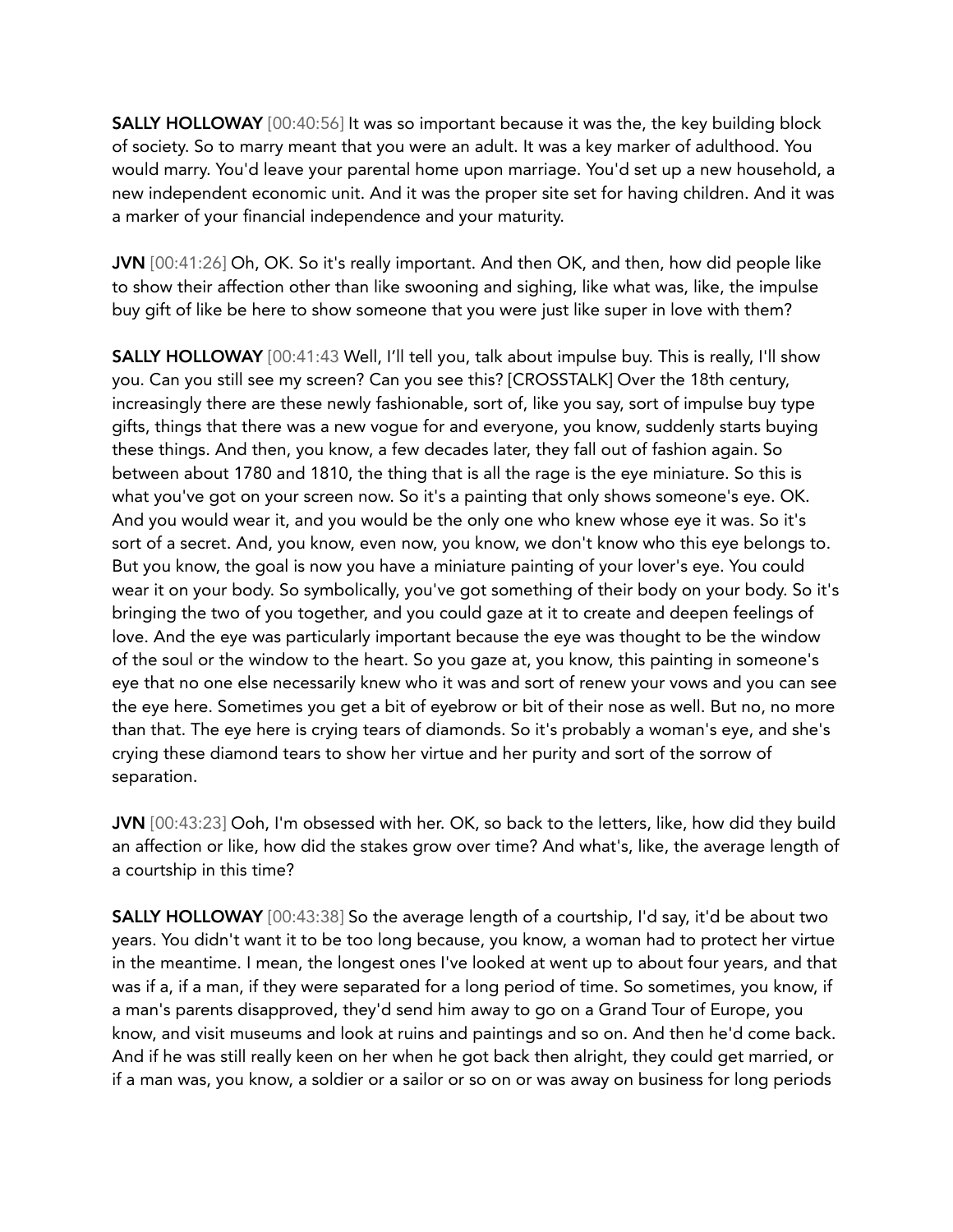**SALLY HOLLOWAY** [00:40:56] It was so important because it was the, the key building block of society. So to marry meant that you were an adult. It was a key marker of adulthood. You would marry. You'd leave your parental home upon marriage. You'd set up a new household, a new independent economic unit. And it was the proper site set for having children. And it was a marker of your financial independence and your maturity.

**JVN** [00:41:26] Oh, OK. So it's really important. And then OK, and then, how did people like to show their affection other than like swooning and sighing, like what was, like, the impulse buy gift of like be here to show someone that you were just like super in love with them?

**SALLY HOLLOWAY** [00:41:43 Well, I'll tell you, talk about impulse buy. This is really, I'll show you. Can you still see my screen? Can you see this? [CROSSTALK] Over the 18th century, increasingly there are these newly fashionable, sort of, like you say, sort of impulse buy type gifts, things that there was a new vogue for and everyone, you know, suddenly starts buying these things. And then, you know, a few decades later, they fall out of fashion again. So between about 1780 and 1810, the thing that is all the rage is the eye miniature. So this is what you've got on your screen now. So it's a painting that only shows someone's eye. OK. And you would wear it, and you would be the only one who knew whose eye it was. So it's sort of a secret. And, you know, even now, you know, we don't know who this eye belongs to. But you know, the goal is now you have a miniature painting of your lover's eye. You could wear it on your body. So symbolically, you've got something of their body on your body. So it's bringing the two of you together, and you could gaze at it to create and deepen feelings of love. And the eye was particularly important because the eye was thought to be the window of the soul or the window to the heart. So you gaze at, you know, this painting in someone's eye that no one else necessarily knew who it was and sort of renew your vows and you can see the eye here. Sometimes you get a bit of eyebrow or bit of their nose as well. But no, no more than that. The eye here is crying tears of diamonds. So it's probably a woman's eye, and she's crying these diamond tears to show her virtue and her purity and sort of the sorrow of separation.

**JVN** [00:43:23] Ooh, I'm obsessed with her. OK, so back to the letters, like, how did they build an affection or like, how did the stakes grow over time? And what's, like, the average length of a courtship in this time?

**SALLY HOLLOWAY** [00:43:38] So the average length of a courtship, I'd say, it'd be about two years. You didn't want it to be too long because, you know, a woman had to protect her virtue in the meantime. I mean, the longest ones I've looked at went up to about four years, and that was if a, if a man, if they were separated for a long period of time. So sometimes, you know, if a man's parents disapproved, they'd send him away to go on a Grand Tour of Europe, you know, and visit museums and look at ruins and paintings and so on. And then he'd come back. And if he was still really keen on her when he got back then alright, they could get married, or if a man was, you know, a soldier or a sailor or so on or was away on business for long periods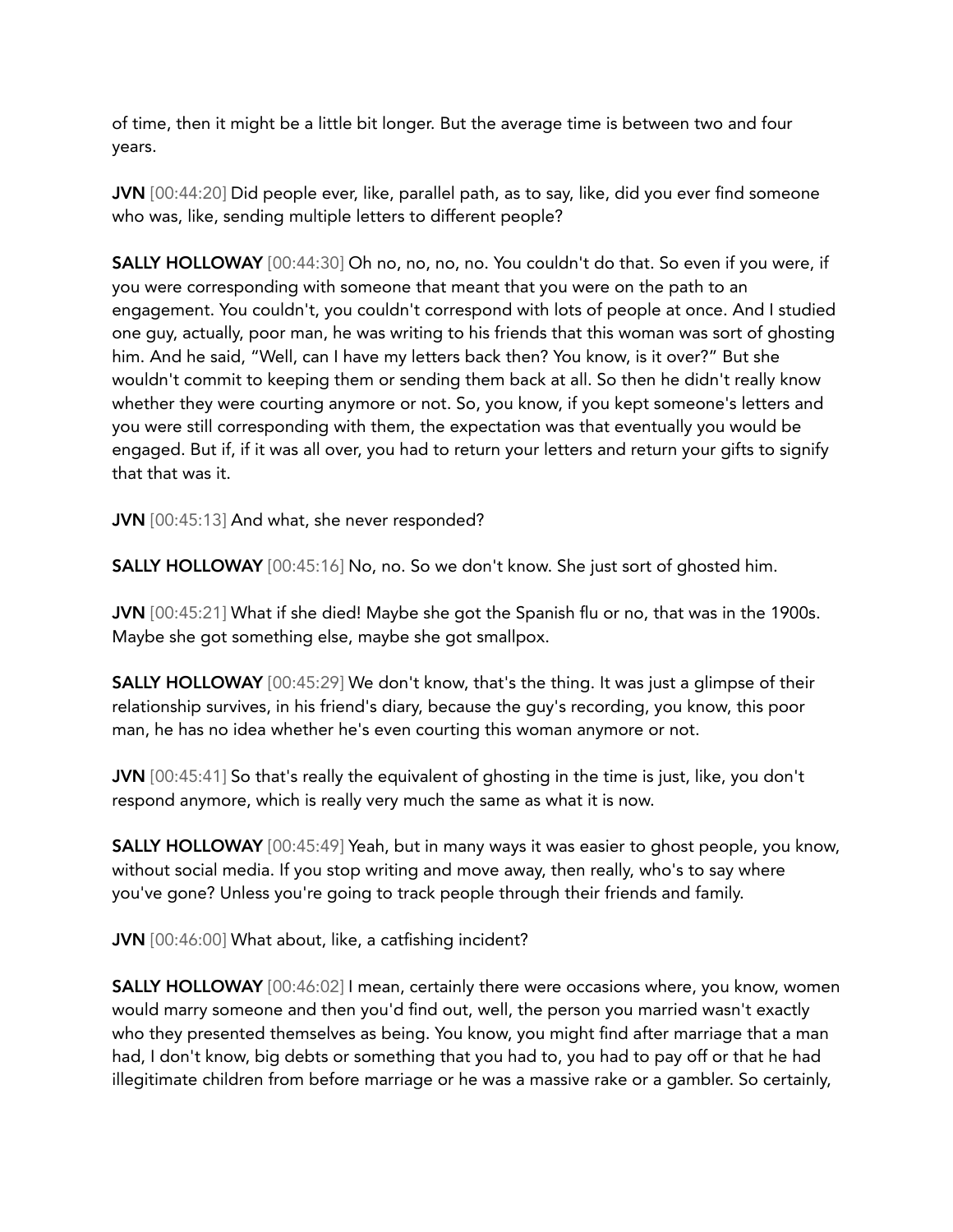of time, then it might be a little bit longer. But the average time is between two and four years.

**JVN** [00:44:20] Did people ever, like, parallel path, as to say, like, did you ever find someone who was, like, sending multiple letters to different people?

**SALLY HOLLOWAY** [00:44:30] Oh no, no, no, no. You couldn't do that. So even if you were, if you were corresponding with someone that meant that you were on the path to an engagement. You couldn't, you couldn't correspond with lots of people at once. And I studied one guy, actually, poor man, he was writing to his friends that this woman was sort of ghosting him. And he said, "Well, can I have my letters back then? You know, is it over?" But she wouldn't commit to keeping them or sending them back at all. So then he didn't really know whether they were courting anymore or not. So, you know, if you kept someone's letters and you were still corresponding with them, the expectation was that eventually you would be engaged. But if, if it was all over, you had to return your letters and return your gifts to signify that that was it.

**JVN** [00:45:13] And what, she never responded?

**SALLY HOLLOWAY** [00:45:16] No, no. So we don't know. She just sort of ghosted him.

**JVN** [00:45:21] What if she died! Maybe she got the Spanish flu or no, that was in the 1900s. Maybe she got something else, maybe she got smallpox.

**SALLY HOLLOWAY** [00:45:29] We don't know, that's the thing. It was just a glimpse of their relationship survives, in his friend's diary, because the guy's recording, you know, this poor man, he has no idea whether he's even courting this woman anymore or not.

**JVN** [00:45:41] So that's really the equivalent of ghosting in the time is just, like, you don't respond anymore, which is really very much the same as what it is now.

**SALLY HOLLOWAY** [00:45:49] Yeah, but in many ways it was easier to ghost people, you know, without social media. If you stop writing and move away, then really, who's to say where you've gone? Unless you're going to track people through their friends and family.

**JVN** [00:46:00] What about, like, a catfishing incident?

**SALLY HOLLOWAY** [00:46:02] I mean, certainly there were occasions where, you know, women would marry someone and then you'd find out, well, the person you married wasn't exactly who they presented themselves as being. You know, you might find after marriage that a man had, I don't know, big debts or something that you had to, you had to pay off or that he had illegitimate children from before marriage or he was a massive rake or a gambler. So certainly,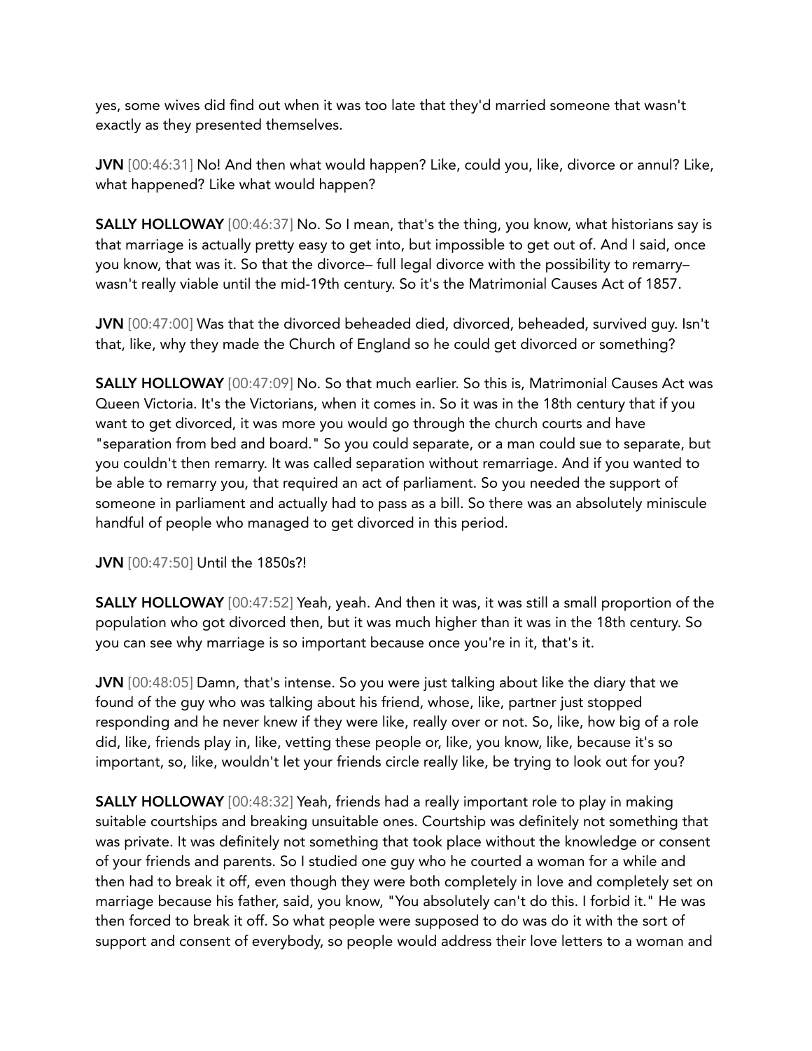yes, some wives did find out when it was too late that they'd married someone that wasn't exactly as they presented themselves.

**JVN** [00:46:31] No! And then what would happen? Like, could you, like, divorce or annul? Like, what happened? Like what would happen?

**SALLY HOLLOWAY** [00:46:37] No. So I mean, that's the thing, you know, what historians say is that marriage is actually pretty easy to get into, but impossible to get out of. And I said, once you know, that was it. So that the divorce– full legal divorce with the possibility to remarry– wasn't really viable until the mid-19th century. So it's the Matrimonial Causes Act of 1857.

**JVN** [00:47:00] Was that the divorced beheaded died, divorced, beheaded, survived guy. Isn't that, like, why they made the Church of England so he could get divorced or something?

**SALLY HOLLOWAY** [00:47:09] No. So that much earlier. So this is, Matrimonial Causes Act was Queen Victoria. It's the Victorians, when it comes in. So it was in the 18th century that if you want to get divorced, it was more you would go through the church courts and have "separation from bed and board." So you could separate, or a man could sue to separate, but you couldn't then remarry. It was called separation without remarriage. And if you wanted to be able to remarry you, that required an act of parliament. So you needed the support of someone in parliament and actually had to pass as a bill. So there was an absolutely miniscule handful of people who managed to get divorced in this period.

**JVN** [00:47:50] Until the 1850s?!

**SALLY HOLLOWAY** [00:47:52] Yeah, yeah. And then it was, it was still a small proportion of the population who got divorced then, but it was much higher than it was in the 18th century. So you can see why marriage is so important because once you're in it, that's it.

**JVN** [00:48:05] Damn, that's intense. So you were just talking about like the diary that we found of the guy who was talking about his friend, whose, like, partner just stopped responding and he never knew if they were like, really over or not. So, like, how big of a role did, like, friends play in, like, vetting these people or, like, you know, like, because it's so important, so, like, wouldn't let your friends circle really like, be trying to look out for you?

**SALLY HOLLOWAY** [00:48:32] Yeah, friends had a really important role to play in making suitable courtships and breaking unsuitable ones. Courtship was definitely not something that was private. It was definitely not something that took place without the knowledge or consent of your friends and parents. So I studied one guy who he courted a woman for a while and then had to break it off, even though they were both completely in love and completely set on marriage because his father, said, you know, "You absolutely can't do this. I forbid it." He was then forced to break it off. So what people were supposed to do was do it with the sort of support and consent of everybody, so people would address their love letters to a woman and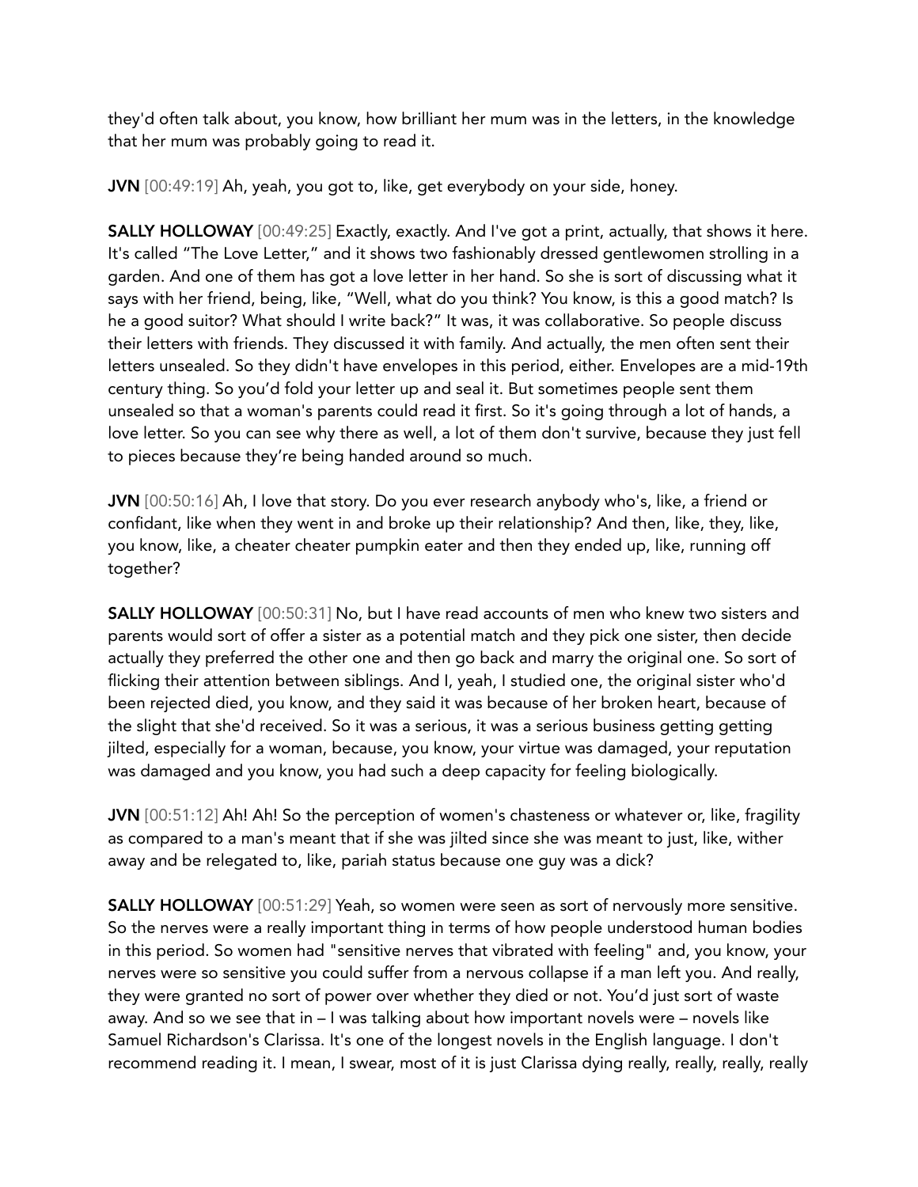they'd often talk about, you know, how brilliant her mum was in the letters, in the knowledge that her mum was probably going to read it.

**JVN** [00:49:19] Ah, yeah, you got to, like, get everybody on your side, honey.

**SALLY HOLLOWAY** [00:49:25] Exactly, exactly. And I've got a print, actually, that shows it here. It's called "The Love Letter," and it shows two fashionably dressed gentlewomen strolling in a garden. And one of them has got a love letter in her hand. So she is sort of discussing what it says with her friend, being, like, "Well, what do you think? You know, is this a good match? Is he a good suitor? What should I write back?" It was, it was collaborative. So people discuss their letters with friends. They discussed it with family. And actually, the men often sent their letters unsealed. So they didn't have envelopes in this period, either. Envelopes are a mid-19th century thing. So you'd fold your letter up and seal it. But sometimes people sent them unsealed so that a woman's parents could read it first. So it's going through a lot of hands, a love letter. So you can see why there as well, a lot of them don't survive, because they just fell to pieces because they're being handed around so much.

**JVN** [00:50:16] Ah, I love that story. Do you ever research anybody who's, like, a friend or confidant, like when they went in and broke up their relationship? And then, like, they, like, you know, like, a cheater cheater pumpkin eater and then they ended up, like, running off together?

**SALLY HOLLOWAY** [00:50:31] No, but I have read accounts of men who knew two sisters and parents would sort of offer a sister as a potential match and they pick one sister, then decide actually they preferred the other one and then go back and marry the original one. So sort of flicking their attention between siblings. And I, yeah, I studied one, the original sister who'd been rejected died, you know, and they said it was because of her broken heart, because of the slight that she'd received. So it was a serious, it was a serious business getting getting jilted, especially for a woman, because, you know, your virtue was damaged, your reputation was damaged and you know, you had such a deep capacity for feeling biologically.

**JVN** [00:51:12] Ah! Ah! So the perception of women's chasteness or whatever or, like, fragility as compared to a man's meant that if she was jilted since she was meant to just, like, wither away and be relegated to, like, pariah status because one guy was a dick?

**SALLY HOLLOWAY** [00:51:29] Yeah, so women were seen as sort of nervously more sensitive. So the nerves were a really important thing in terms of how people understood human bodies in this period. So women had "sensitive nerves that vibrated with feeling" and, you know, your nerves were so sensitive you could suffer from a nervous collapse if a man left you. And really, they were granted no sort of power over whether they died or not. You'd just sort of waste away. And so we see that in – I was talking about how important novels were – novels like Samuel Richardson's Clarissa. It's one of the longest novels in the English language. I don't recommend reading it. I mean, I swear, most of it is just Clarissa dying really, really, really, really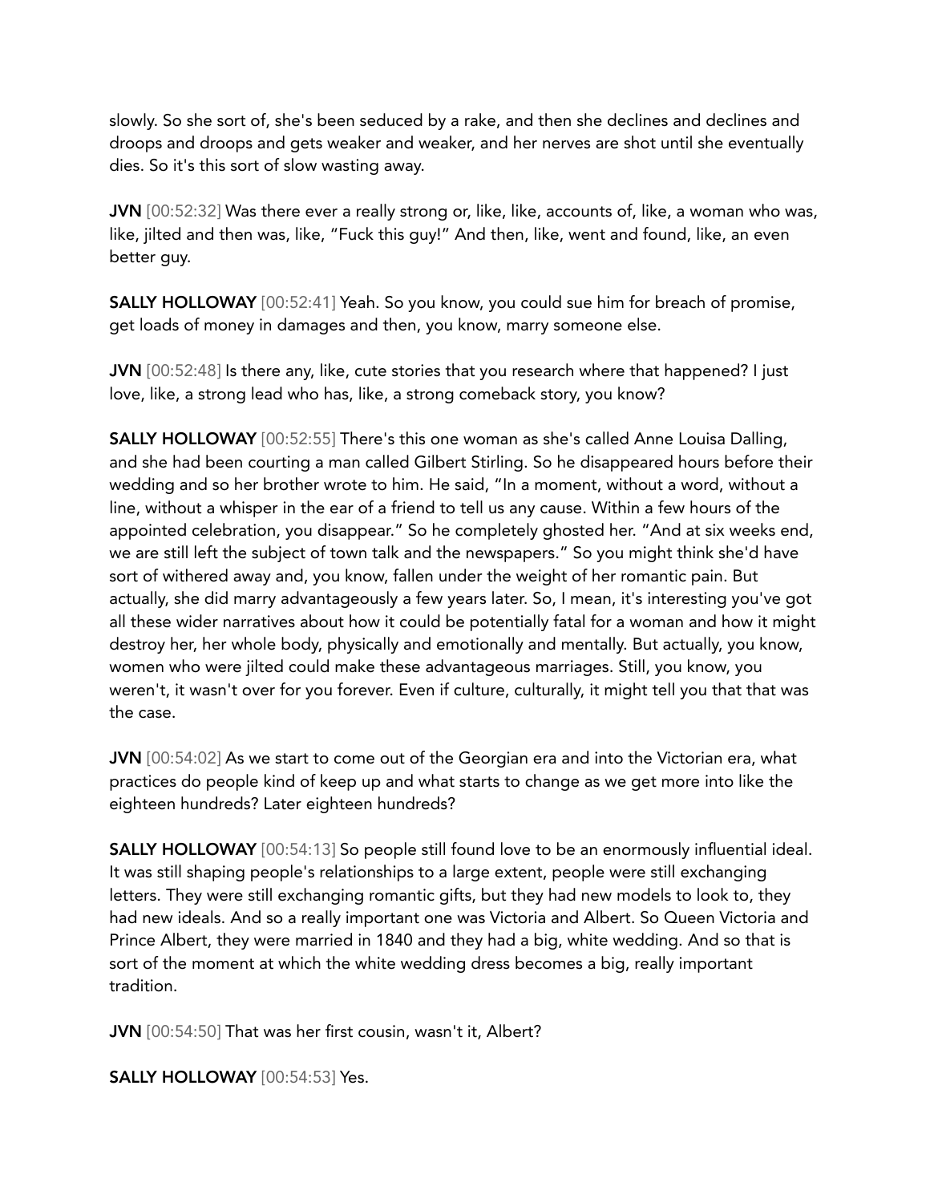slowly. So she sort of, she's been seduced by a rake, and then she declines and declines and droops and droops and gets weaker and weaker, and her nerves are shot until she eventually dies. So it's this sort of slow wasting away.

**JVN** [00:52:32] Was there ever a really strong or, like, like, accounts of, like, a woman who was, like, jilted and then was, like, "Fuck this guy!" And then, like, went and found, like, an even better guy.

**SALLY HOLLOWAY** [00:52:41] Yeah. So you know, you could sue him for breach of promise, get loads of money in damages and then, you know, marry someone else.

**JVN** [00:52:48] Is there any, like, cute stories that you research where that happened? I just love, like, a strong lead who has, like, a strong comeback story, you know?

**SALLY HOLLOWAY** [00:52:55] There's this one woman as she's called Anne Louisa Dalling, and she had been courting a man called Gilbert Stirling. So he disappeared hours before their wedding and so her brother wrote to him. He said, "In a moment, without a word, without a line, without a whisper in the ear of a friend to tell us any cause. Within a few hours of the appointed celebration, you disappear." So he completely ghosted her. "And at six weeks end, we are still left the subject of town talk and the newspapers." So you might think she'd have sort of withered away and, you know, fallen under the weight of her romantic pain. But actually, she did marry advantageously a few years later. So, I mean, it's interesting you've got all these wider narratives about how it could be potentially fatal for a woman and how it might destroy her, her whole body, physically and emotionally and mentally. But actually, you know, women who were jilted could make these advantageous marriages. Still, you know, you weren't, it wasn't over for you forever. Even if culture, culturally, it might tell you that that was the case.

**JVN** [00:54:02] As we start to come out of the Georgian era and into the Victorian era, what practices do people kind of keep up and what starts to change as we get more into like the eighteen hundreds? Later eighteen hundreds?

**SALLY HOLLOWAY** [00:54:13] So people still found love to be an enormously influential ideal. It was still shaping people's relationships to a large extent, people were still exchanging letters. They were still exchanging romantic gifts, but they had new models to look to, they had new ideals. And so a really important one was Victoria and Albert. So Queen Victoria and Prince Albert, they were married in 1840 and they had a big, white wedding. And so that is sort of the moment at which the white wedding dress becomes a big, really important tradition.

**JVN** [00:54:50] That was her first cousin, wasn't it, Albert?

**SALLY HOLLOWAY** [00:54:53] Yes.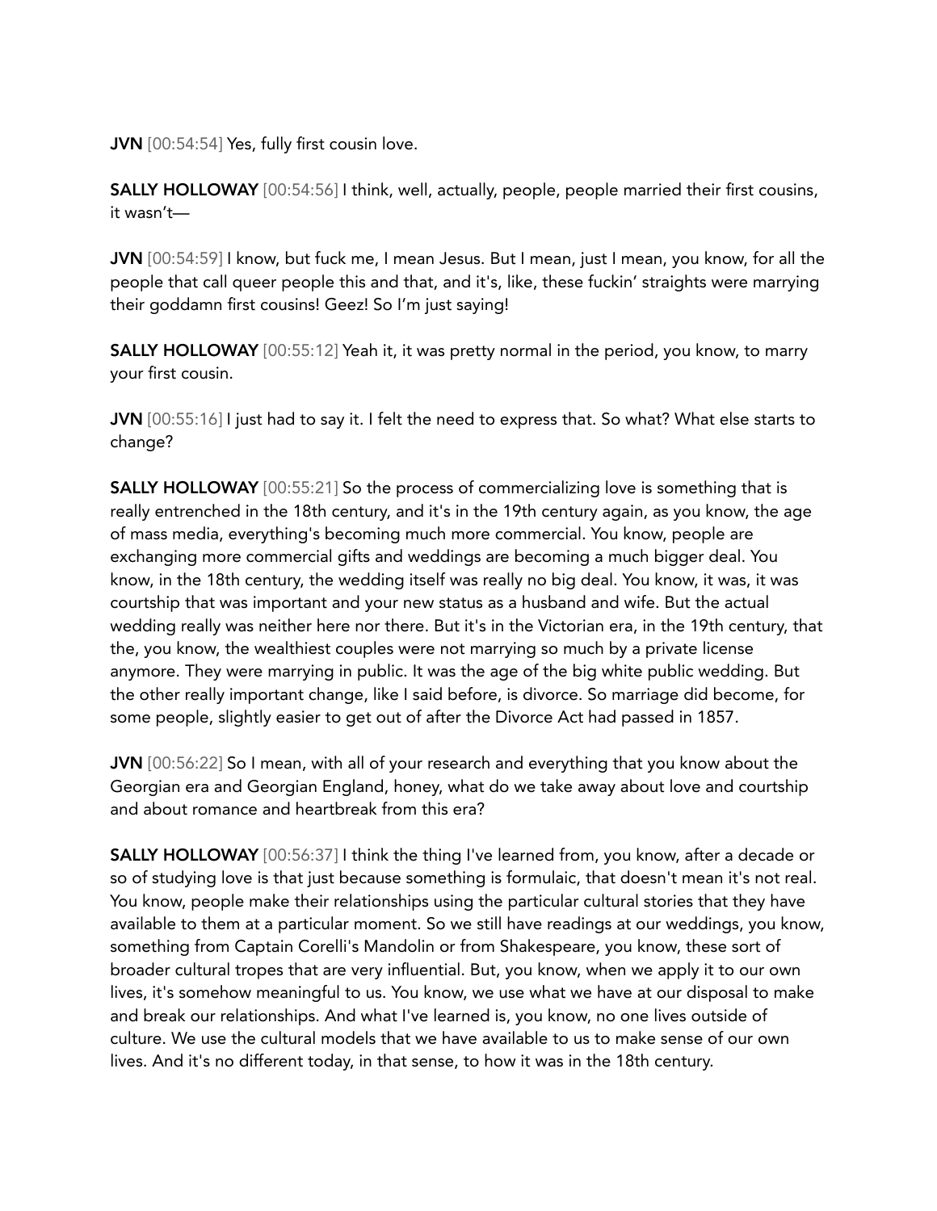**JVN** [00:54:54] Yes, fully first cousin love.

**SALLY HOLLOWAY** [00:54:56] I think, well, actually, people, people married their first cousins, it wasn't—

**JVN** [00:54:59] I know, but fuck me, I mean Jesus. But I mean, just I mean, you know, for all the people that call queer people this and that, and it's, like, these fuckin' straights were marrying their goddamn first cousins! Geez! So I'm just saying!

**SALLY HOLLOWAY** [00:55:12] Yeah it, it was pretty normal in the period, you know, to marry your first cousin.

**JVN** [00:55:16] I just had to say it. I felt the need to express that. So what? What else starts to change?

**SALLY HOLLOWAY** [00:55:21] So the process of commercializing love is something that is really entrenched in the 18th century, and it's in the 19th century again, as you know, the age of mass media, everything's becoming much more commercial. You know, people are exchanging more commercial gifts and weddings are becoming a much bigger deal. You know, in the 18th century, the wedding itself was really no big deal. You know, it was, it was courtship that was important and your new status as a husband and wife. But the actual wedding really was neither here nor there. But it's in the Victorian era, in the 19th century, that the, you know, the wealthiest couples were not marrying so much by a private license anymore. They were marrying in public. It was the age of the big white public wedding. But the other really important change, like I said before, is divorce. So marriage did become, for some people, slightly easier to get out of after the Divorce Act had passed in 1857.

**JVN** [00:56:22] So I mean, with all of your research and everything that you know about the Georgian era and Georgian England, honey, what do we take away about love and courtship and about romance and heartbreak from this era?

**SALLY HOLLOWAY** [00:56:37] I think the thing I've learned from, you know, after a decade or so of studying love is that just because something is formulaic, that doesn't mean it's not real. You know, people make their relationships using the particular cultural stories that they have available to them at a particular moment. So we still have readings at our weddings, you know, something from Captain Corelli's Mandolin or from Shakespeare, you know, these sort of broader cultural tropes that are very influential. But, you know, when we apply it to our own lives, it's somehow meaningful to us. You know, we use what we have at our disposal to make and break our relationships. And what I've learned is, you know, no one lives outside of culture. We use the cultural models that we have available to us to make sense of our own lives. And it's no different today, in that sense, to how it was in the 18th century.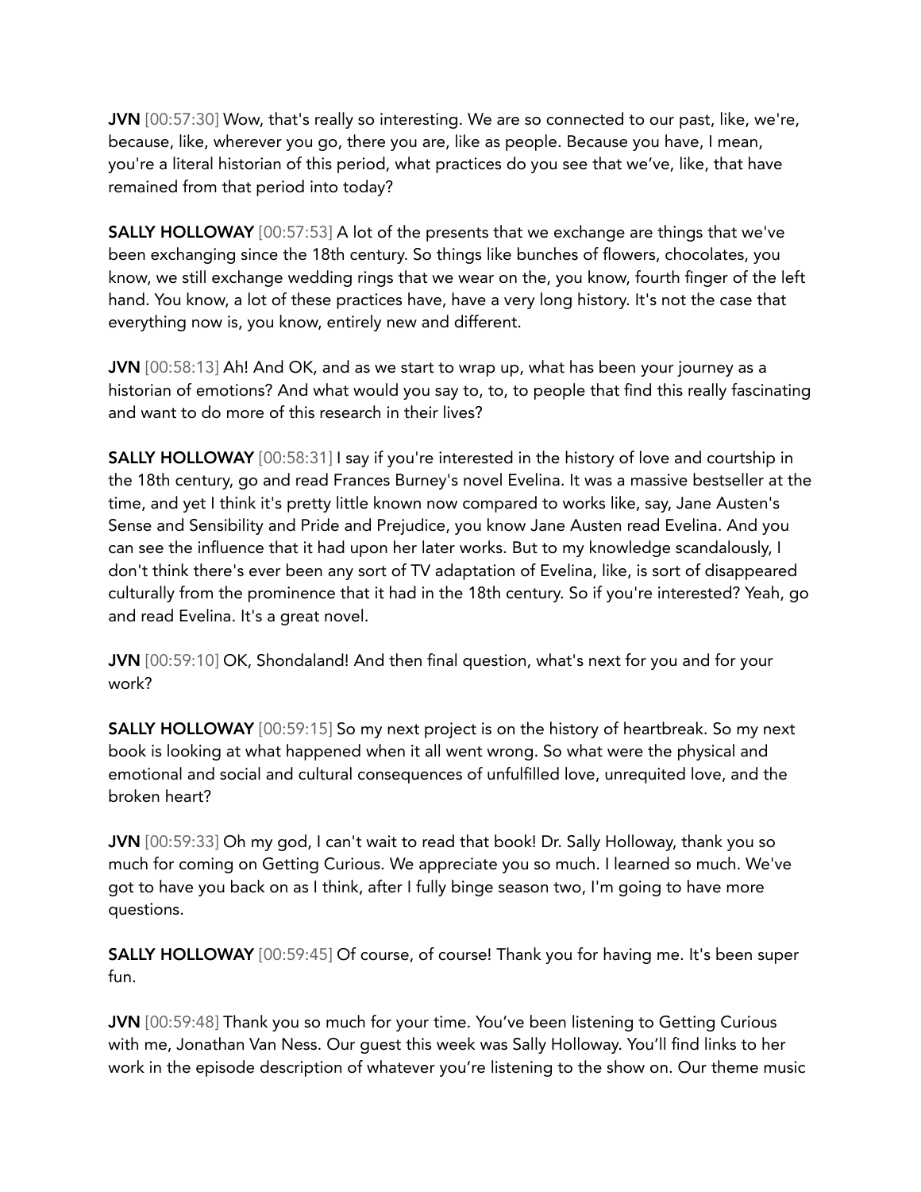**JVN** [00:57:30] Wow, that's really so interesting. We are so connected to our past, like, we're, because, like, wherever you go, there you are, like as people. Because you have, I mean, you're a literal historian of this period, what practices do you see that we've, like, that have remained from that period into today?

**SALLY HOLLOWAY** [00:57:53] A lot of the presents that we exchange are things that we've been exchanging since the 18th century. So things like bunches of flowers, chocolates, you know, we still exchange wedding rings that we wear on the, you know, fourth finger of the left hand. You know, a lot of these practices have, have a very long history. It's not the case that everything now is, you know, entirely new and different.

**JVN** [00:58:13] Ah! And OK, and as we start to wrap up, what has been your journey as a historian of emotions? And what would you say to, to, to people that find this really fascinating and want to do more of this research in their lives?

**SALLY HOLLOWAY** [00:58:31] I say if you're interested in the history of love and courtship in the 18th century, go and read Frances Burney's novel Evelina. It was a massive bestseller at the time, and yet I think it's pretty little known now compared to works like, say, Jane Austen's Sense and Sensibility and Pride and Prejudice, you know Jane Austen read Evelina. And you can see the influence that it had upon her later works. But to my knowledge scandalously, I don't think there's ever been any sort of TV adaptation of Evelina, like, is sort of disappeared culturally from the prominence that it had in the 18th century. So if you're interested? Yeah, go and read Evelina. It's a great novel.

**JVN** [00:59:10] OK, Shondaland! And then final question, what's next for you and for your work?

**SALLY HOLLOWAY** [00:59:15] So my next project is on the history of heartbreak. So my next book is looking at what happened when it all went wrong. So what were the physical and emotional and social and cultural consequences of unfulfilled love, unrequited love, and the broken heart?

**JVN** [00:59:33] Oh my god, I can't wait to read that book! Dr. Sally Holloway, thank you so much for coming on Getting Curious. We appreciate you so much. I learned so much. We've got to have you back on as I think, after I fully binge season two, I'm going to have more questions.

**SALLY HOLLOWAY** [00:59:45] Of course, of course! Thank you for having me. It's been super fun.

**JVN** [00:59:48] Thank you so much for your time. You've been listening to Getting Curious with me, Jonathan Van Ness. Our guest this week was Sally Holloway. You'll find links to her work in the episode description of whatever you're listening to the show on. Our theme music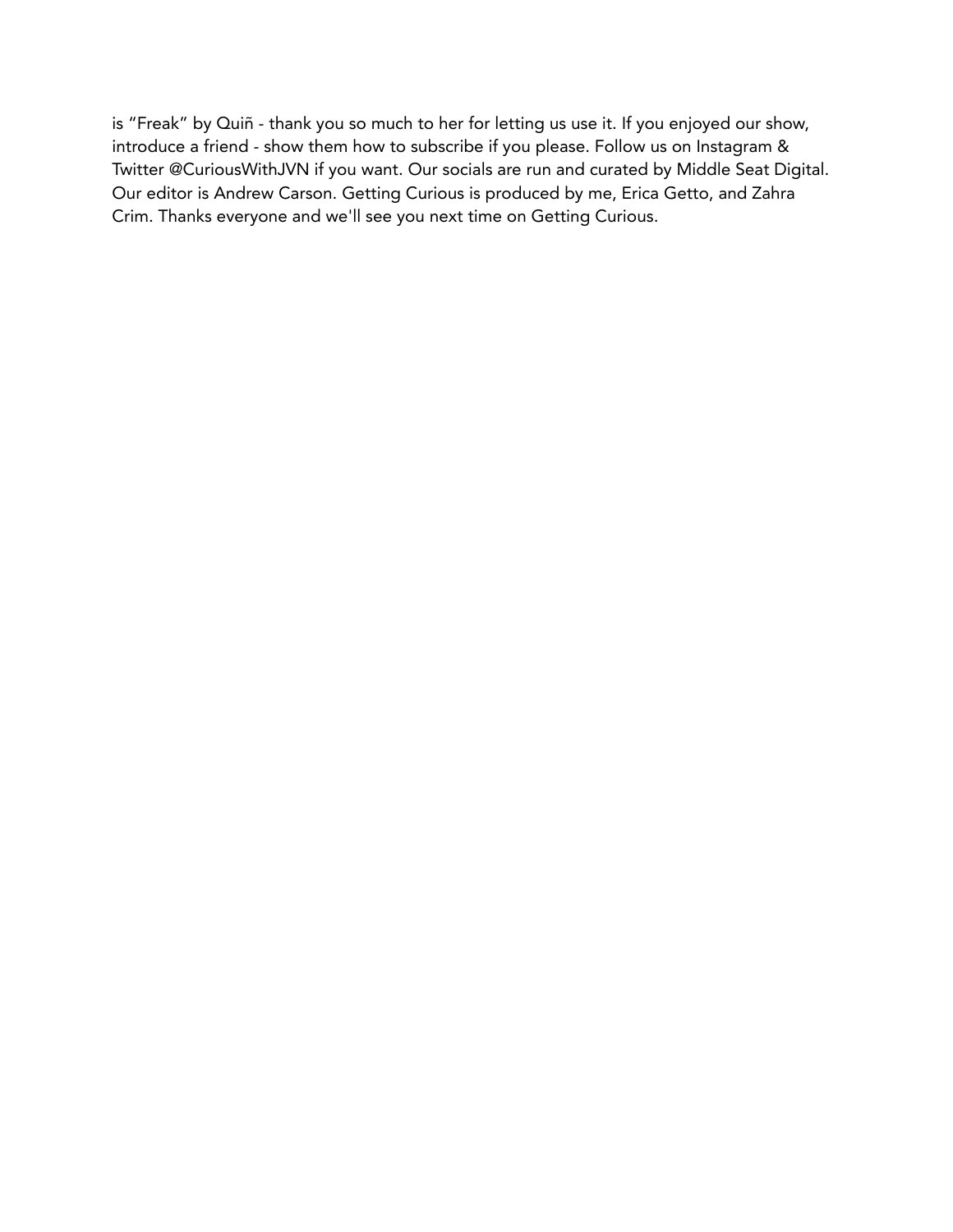is “Freak” by Quiñ - thank you so much to her for letting us use it. If you enjoyed our show, introduce a friend - show them how to subscribe if you please. Follow us on Instagram & Twitter @CuriousWithJVN if you want. Our socials are run and curated by Middle Seat Digital. Our editor is Andrew Carson. Getting Curious is produced by me, Erica Getto, and Zahra Crim. Thanks everyone and we'll see you next time on Getting Curious.